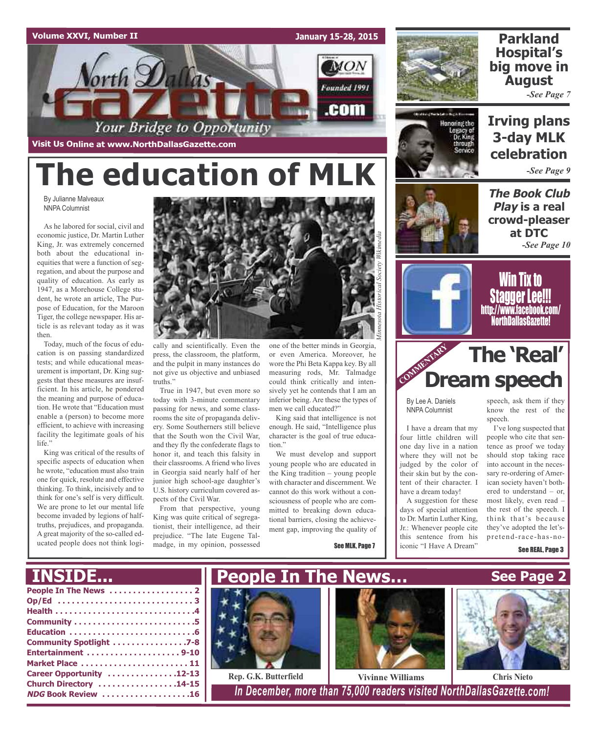Volume XXVI, Number II

January 15-28, 2015

North Dallas Gazette.com

Your Bridge to Opportunity

Founded 1991

Visit Us Online at www.NorthDallasGazette.com

# The education of MLK

By Julianne Malveaux
NNPA Columnist

As he labored for social, civil and economic justice, Dr. Martin Luther King, Jr. was extremely concerned both about the educational inequities that were a function of segregation, and about the purpose and quality of education. As early as 1947, as a Morehouse College student, he wrote an article, The Purpose of Education, for the Maroon Tiger, the college newspaper. His article is as relevant today as it was then.

Today, much of the focus of education is on passing standardized tests; and while educational measurement is important, Dr. King suggests that these measures are insufficient. In his article, he pondered the meaning and purpose of education. He wrote that "Education must enable a (person) to become more efficient, to achieve with increasing facility the legitimate goals of his life."

King was critical of the results of specific aspects of education when he wrote, "education must also train one for quick, resolute and effective thinking. To think, incisively and to think for one's self is very difficult. We are prone to let our mental life become invaded by legions of half-truths, prejudices, and propaganda. A great majority of the so-called educated people does not think logically and scientifically. Even the press, the classroom, the platform, and the pulpit in many instances do not give us objective and unbiased truths."

True in 1947, but even more so today with 3-minute commentary passing for news, and some classrooms the site of propaganda delivery. Some Southerners still believe that the South won the Civil War, and they fly the confederate flags to honor it, and teach this falsity in their classrooms. A friend who lives in Georgia said nearly half of her junior high school-age daughter's U.S. history curriculum covered aspects of the Civil War.

From that perspective, young King was quite critical of segregationist, their intelligence, ad their prejudice. "The late Eugene Talmadge, in my opinion, possessed one of the better minds in Georgia, or even America. Moreover, he wore the Phi Beta Kappa key. By all measuring rods, Mr. Talmadge could think critically and intensively yet he contends that I am an inferior being. Are these the types of men we call educated?"

King said that intelligence is not enough. He said, "Intelligence plus character is the goal of true education."

We must develop and support young people who are educated in the King tradition – young people with character and discernment. We cannot do this work without a consciousness of people who are committed to breaking down educational barriers, closing the achievement gap, improving the quality of

See MLK, Page 7

Minnesota Historical Society Wikimedia

## Parkland Hospital's big move in August

-See Page 7

## Irving plans 3-day MLK celebration

-See Page 9

## *The Book Club Play* is a real crowd-pleaser at DTC

-See Page 10

## Win Tix to Stagger Lee!!!

http://www.facebook.com/NorthDallasGazette!

COMMENTARY

# The 'Real' Dream speech

By Lee A. Daniels
NNPA Columnist

I have a dream that my four little children will one day live in a nation where they will not be judged by the color of their skin but by the content of their character. I have a dream today!

A suggestion for these days of special attention to Dr. Martin Luther King, Jr.: Whenever people cite this sentence from his iconic "I Have A Dream" speech, ask them if they know the rest of the speech.

I've long suspected that people who cite that sentence as proof we today should stop taking race into account in the necessary re-ordering of American society haven't bothered to understand – or, most likely, even read – the rest of the speech. I think that's because they've adopted the let's-pretend-race-has-no-

See REAL, Page 3

## INSIDE...

- People In The News . . . . . . . . . . 2
- Op/Ed . . . . . . . . . . 3
- Health . . . . . . . . . . 4
- Community . . . . . . . . . . 5
- Education . . . . . . . . . . 6
- Community Spotlight . . . . . . . . . . 7-8
- Entertainment . . . . . . . . . . 9-10
- Market Place . . . . . . . . . . 11
- Career Opportunity . . . . . . . . . . 12-13
- Church Directory . . . . . . . . . . 14-15
- *NDG* Book Review . . . . . . . . . . 16

## People In The News... See Page 2

Rep. G.K. Butterfield

Vivinne Williams

Chris Nieto

*In December, more than 75,000 readers visited NorthDallasGazette.com!*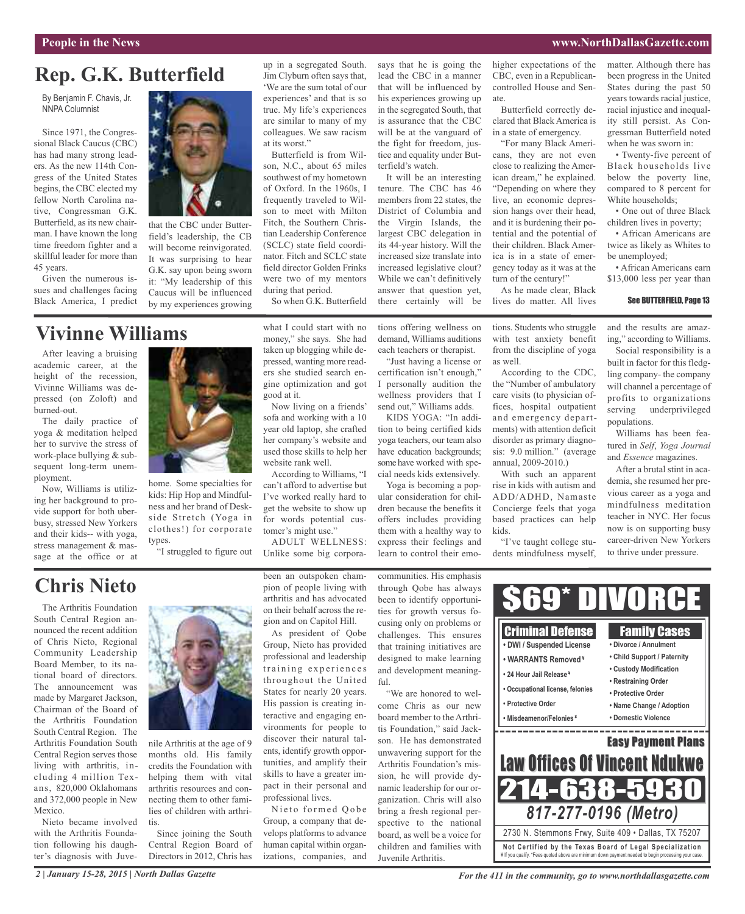# Rep. G.K. Butterfield

By Benjamin F. Chavis, Jr.
NNPA Columnist

Since 1971, the Congressional Black Caucus (CBC) has had many strong leaders. As the new 114th Congress of the United States begins, the CBC elected my fellow North Carolina native, Congressman G.K. Butterfield, as its new chairman. I have known the long time freedom fighter and a skillful leader for more than 45 years.

Given the numerous issues and challenges facing Black America, I predict that the CBC under Butterfield's leadership, the CB will become reinvigorated. It was surprising to hear G.K. say upon being sworn it: "My leadership of this Caucus will be influenced by my experiences growing up in a segregated South. Jim Clyburn often says that, 'We are the sum total of our experiences' and that is so true. My life's experiences are similar to many of my colleagues. We saw racism at its worst."

Butterfield is from Wilson, N.C., about 65 miles southwest of my hometown of Oxford. In the 1960s, I frequently traveled to Wilson to meet with Milton Fitch, the Southern Christian Leadership Conference (SCLC) state field coordinator. Fitch and SCLC state field director Golden Frinks were two of my mentors during that period.

So when G.K. Butterfield says that he is going the lead the CBC in a manner that will be influenced by his experiences growing up in the segregated South, that is assurance that the CBC will be at the vanguard of the fight for freedom, justice and equality under Butterfield's watch.

It will be an interesting tenure. The CBC has 46 members from 22 states, the District of Columbia and the Virgin Islands, the largest CBC delegation in its 44-year history. Will the increased size translate into increased legislative clout? While we can't definitively answer that question yet, there certainly will be higher expectations of the CBC, even in a Republican-controlled House and Senate.

Butterfield correctly declared that Black America is in a state of emergency.

"For many Black Americans, they are not even close to realizing the American dream," he explained. "Depending on where they live, an economic depression hangs over their head, and it is burdening their potential and the potential of their children. Black America is in a state of emergency today as it was at the turn of the century!"

As he made clear, Black lives do matter. All lives matter. Although there has been progress in the United States during the past 50 years towards racial justice, racial injustice and inequality still persist. As Congressman Butterfield noted when he was sworn in:

- Twenty-five percent of Black households live below the poverty line, compared to 8 percent for White households;
- One out of three Black children lives in poverty;
- African Americans are twice as likely as Whites to be unemployed;
- African Americans earn $13,000 less per year than

See BUTTERFIELD, Page 13

# Vivinne Williams

After leaving a bruising academic career, at the height of the recession, Vivinne Williams was depressed (on Zoloft) and burned-out.

The daily practice of yoga & meditation helped her to survive the stress of work-place bullying & subsequent long-term unemployment.

Now, Williams is utilizing her background to provide support for both uber-busy, stressed New Yorkers and their kids-- with yoga, stress management & massage at the office or at home. Some specialties for kids: Hip Hop and Mindfulness and her brand of Deskside Stretch (Yoga in clothes!) for corporate types.

"I struggled to figure out what I could start with no money," she says. She had taken up blogging while depressed, wanting more readers she studied search engine optimization and got good at it.

Now living on a friends' sofa and working with a 10 year old laptop, she crafted her company's website and used those skills to help her website rank well.

According to Williams, "I can't afford to advertise but I've worked really hard to get the website to show up for words potential customer's might use."

ADULT WELLNESS: Unlike some big corporations offering wellness on demand, Williams auditions each teachers or therapist.

"Just having a license or certification isn't enough," I personally audition the wellness providers that I send out," Williams adds.

KIDS YOGA: "In addition to being certified kids yoga teachers, our team also have education backgrounds; some have worked with special needs kids extensively.

Yoga is becoming a popular consideration for children because the benefits it offers includes providing them with a healthy way to express their feelings and learn to control their emotions. Students who struggle with test anxiety benefit from the discipline of yoga as well.

According to the CDC, the "Number of ambulatory care visits (to physician offices, hospital outpatient and emergency departments) with attention deficit disorder as primary diagnosis: 9.0 million." (average annual, 2009-2010.)

With such an apparent rise in kids with autism and ADD/ADHD, Namaste Concierge feels that yoga based practices can help kids.

"I've taught college students mindfulness myself, and the results are amazing," according to Williams.

Social responsibility is a built in factor for this fledgling company- the company will channel a percentage of profits to organizations serving underprivileged populations.

Williams has been featured in *Self*, *Yoga Journal* and *Essence* magazines.

After a brutal stint in academia, she resumed her previous career as a yoga and mindfulness meditation teacher in NYC. Her focus now is on supporting busy career-driven New Yorkers to thrive under pressure.

# Chris Nieto

The Arthritis Foundation South Central Region announced the recent addition of Chris Nieto, Regional Community Leadership Board Member, to its national board of directors. The announcement was made by Margaret Jackson, Chairman of the Board of the Arthritis Foundation South Central Region. The Arthritis Foundation South Central Region serves those living with arthritis, including 4 million Texans, 820,000 Oklahomans and 372,000 people in New Mexico.

Nieto became involved with the Arthritis Foundation following his daughter's diagnosis with Juvenile Arthritis at the age of 9 months old. His family credits the Foundation with helping them with vital arthritis resources and connecting them to other families of children with arthritis.

Since joining the South Central Region Board of Directors in 2012, Chris has been an outspoken champion of people living with arthritis and has advocated on their behalf across the region and on Capitol Hill.

As president of Qobe Group, Nieto has provided professional and leadership training experiences throughout the United States for nearly 20 years. His passion is creating interactive and engaging environments for people to discover their natural talents, identify growth opportunities, and amplify their skills to have a greater impact in their personal and professional lives.

Nieto formed Qobe Group, a company that develops platforms to advance human capital within organizations, companies, and communities. His emphasis through Qobe has always been to identify opportunities for growth versus focusing only on problems or challenges. This ensures that training initiatives are designed to make learning and development meaningful.

"We are honored to welcome Chris as our new board member to the Arthritis Foundation," said Jackson. He has demonstrated unwavering support for the Arthritis Foundation's mission, he will provide dynamic leadership for our organization. Chris will also bring a fresh regional perspective to the national board, as well be a voice for children and families with Juvenile Arthritis.

# $69* DIVORCE

**Criminal Defense**
- DWI / Suspended License
- WARRANTS Removed ¥
- 24 Hour Jail Release ¥
- Occupational license, felonies
- Protective Order
- Misdeamenor/Felonies ¥

**Family Cases**
- Divorce / Annulment
- Child Support / Paternity
- Custody Modification
- Restraining Order
- Protective Order
- Name Change / Adoption
- Domestic Violence

**Easy Payment Plans**

**Law Offices Of Vincent Ndukwe**

**214-638-5930**

***817-277-0196 (Metro)***

2730 N. Stemmons Frwy, Suite 409 • Dallas, TX 75207

**Not Certified by the Texas Board of Legal Specialization**
¥ If you qualify. *Fees quoted above are minimum down payment needed to begin processing your case.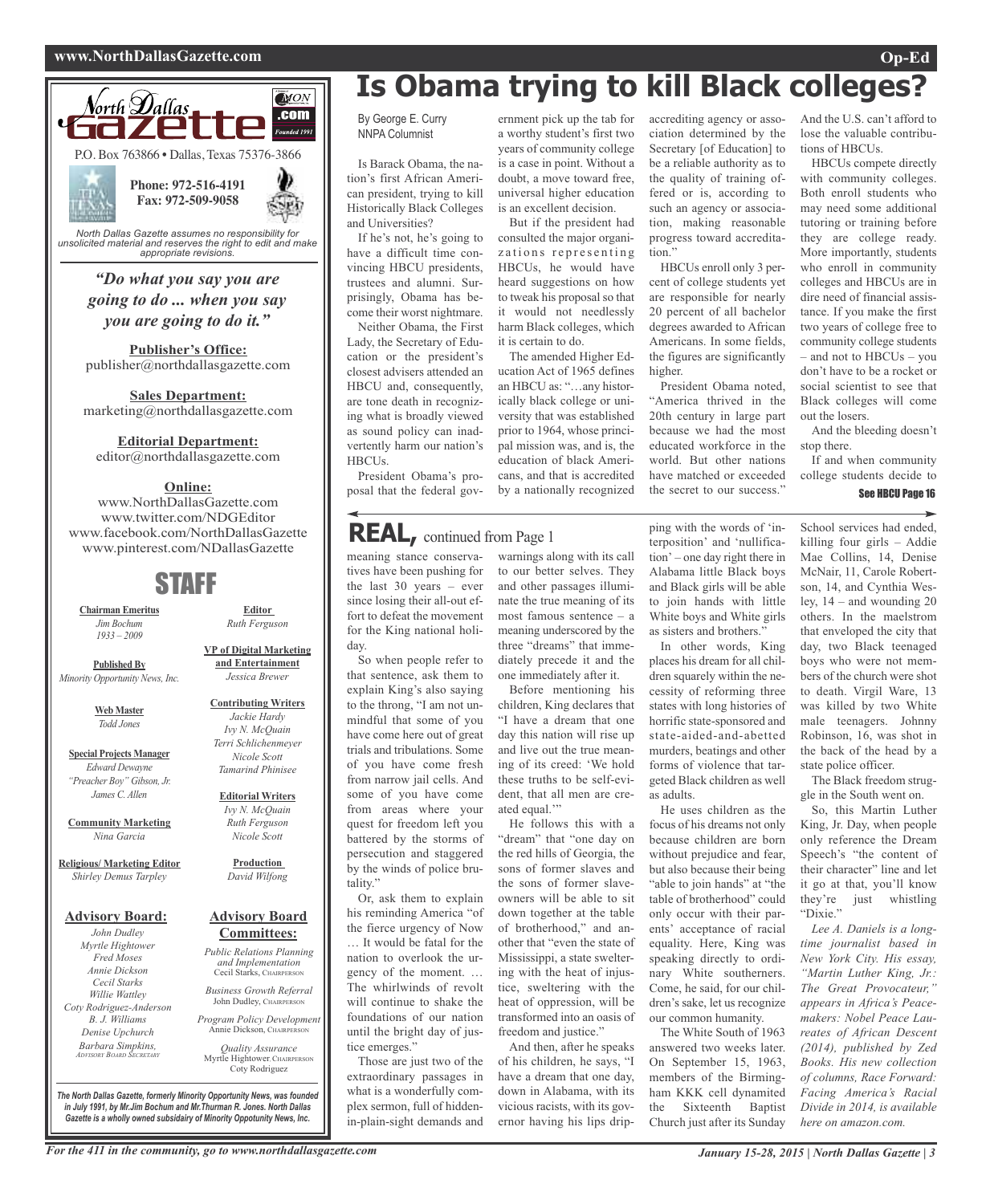# Is Obama trying to kill Black colleges?

By George E. Curry
NNPA Columnist

Is Barack Obama, the nation's first African American president, trying to kill Historically Black Colleges and Universities?

If he's not, he's going to have a difficult time convincing HBCU presidents, trustees and alumni. Surprisingly, Obama has become their worst nightmare.

Neither Obama, the First Lady, the Secretary of Education or the president's closest advisers attended an HBCU and, consequently, are tone death in recognizing what is broadly viewed as sound policy can inadvertently harm our nation's HBCUs.

President Obama's proposal that the federal government pick up the tab for a worthy student's first two years of community college is a case in point. Without a doubt, a move toward free, universal higher education is an excellent decision.

But if the president had consulted the major organizations representing HBCUs, he would have heard suggestions on how to tweak his proposal so that it would not needlessly harm Black colleges, which it is certain to do.

The amended Higher Education Act of 1965 defines an HBCU as: "…any historically black college or university that was established prior to 1964, whose principal mission was, and is, the education of black Americans, and that is accredited by a nationally recognized accrediting agency or association determined by the Secretary [of Education] to be a reliable authority as to the quality of training offered or is, according to such an agency or association, making reasonable progress toward accreditation."

HBCUs enroll only 3 percent of college students yet are responsible for nearly 20 percent of all bachelor degrees awarded to African Americans. In some fields, the figures are significantly higher.

President Obama noted, "America thrived in the 20th century in large part because we had the most educated workforce in the world. But other nations have matched or exceeded the secret to our success." And the U.S. can't afford to lose the valuable contributions of HBCUs.

HBCUs compete directly with community colleges. Both enroll students who may need some additional tutoring or training before they are college ready. More importantly, students who enroll in community colleges and HBCUs are in dire need of financial assistance. If you make the first two years of college free to community college students – and not to HBCUs – you don't have to be a rocket or social scientist to see that Black colleges will come out the losers.

And the bleeding doesn't stop there.

If and when community college students decide to

See HBCU Page 16

---

## REAL, continued from Page 1

meaning stance conservatives have been pushing for the last 30 years – ever since losing their all-out effort to defeat the movement for the King national holiday.

So when people refer to that sentence, ask them to explain King's also saying to the throng, "I am not unmindful that some of you have come here out of great trials and tribulations. Some of you have come fresh from narrow jail cells. And some of you have come from areas where your quest for freedom left you battered by the storms of persecution and staggered by the winds of police brutality."

Or, ask them to explain his reminding America "of the fierce urgency of Now … It would be fatal for the nation to overlook the urgency of the moment. … The whirlwinds of revolt will continue to shake the foundations of our nation until the bright day of justice emerges."

Those are just two of the extraordinary passages in what is a wonderfully complex sermon, full of hidden-in-plain-sight demands and warnings along with its call to our better selves. They and other passages illuminate the true meaning of its most famous sentence – a meaning underscored by the three "dreams" that immediately precede it and the one immediately after it.

Before mentioning his children, King declares that "I have a dream that one day this nation will rise up and live out the true meaning of its creed: 'We hold these truths to be self-evident, that all men are created equal.'"

He follows this with a "dream" that "one day on the red hills of Georgia, the sons of former slaves and the sons of former slave-owners will be able to sit down together at the table of brotherhood," and another that "even the state of Mississippi, a state sweltering with the heat of injustice, sweltering with the heat of oppression, will be transformed into an oasis of freedom and justice."

And then, after he speaks of his children, he says, "I have a dream that one day, down in Alabama, with its vicious racists, with its governor having his lips dripping with the words of 'interposition' and 'nullification' – one day right there in Alabama little Black boys and Black girls will be able to join hands with little White boys and White girls as sisters and brothers."

In other words, King places his dream for all children squarely within the necessity of reforming three states with long histories of horrific state-sponsored and state-aided-and-abetted murders, beatings and other forms of violence that targeted Black children as well as adults.

He uses children as the focus of his dreams not only because children are born without prejudice and fear, but also because their being "able to join hands" at "the table of brotherhood" could only occur with their parents' acceptance of racial equality. Here, King was speaking directly to ordinary White southerners. Come, he said, for our children's sake, let us recognize our common humanity.

The White South of 1963 answered two weeks later. On September 15, 1963, members of the Birmingham KKK cell dynamited the Sixteenth Baptist Church just after its Sunday School services had ended, killing four girls – Addie Mae Collins, 14, Denise McNair, 11, Carole Robertson, 14, and Cynthia Wesley, 14 – and wounding 20 others. In the maelstrom that enveloped the city that day, two Black teenaged boys who were not members of the church were shot to death. Virgil Ware, 13 was killed by two White male teenagers. Johnny Robinson, 16, was shot in the back of the head by a state police officer.

The Black freedom struggle in the South went on.

So, this Martin Luther King, Jr. Day, when people only reference the Dream Speech's "the content of their character" line and let it go at that, you'll know they're just whistling "Dixie."

*Lee A. Daniels is a longtime journalist based in New York City. His essay, "Martin Luther King, Jr.: The Great Provocateur," appears in Africa's Peacemakers: Nobel Peace Laureates of African Descent (2014), published by Zed Books. His new collection of columns, Race Forward: Facing America's Racial Divide in 2014, is available here on amazon.com.*

---

North Dallas Gazette

P.O. Box 763866 • Dallas, Texas 75376-3866

**Phone: 972-516-4191**
**Fax: 972-509-9058**

*North Dallas Gazette assumes no responsibility for unsolicited material and reserves the right to edit and make appropriate revisions.*

***"Do what you say you are going to do ... when you say you are going to do it."***

**Publisher's Office:**
publisher@northdallasgazette.com

**Sales Department:**
marketing@northdallasgazette.com

**Editorial Department:**
editor@northdallasgazette.com

**Online:**
www.NorthDallasGazette.com
www.twitter.com/NDGEditor
www.facebook.com/NorthDallasGazette
www.pinterest.com/NDallasGazette

## STAFF

**Chairman Emeritus**
*Jim Bochum*
*1933 – 2009*

**Published By**
*Minority Opportunity News, Inc.*

**Web Master**
*Todd Jones*

**Special Projects Manager**
*Edward Dewayne "Preacher Boy" Gibson, Jr.*
*James C. Allen*

**Community Marketing**
*Nina Garcia*

**Religious/ Marketing Editor**
*Shirley Demus Tarpley*

**Editor**
*Ruth Ferguson*

**VP of Digital Marketing and Entertainment**
*Jessica Brewer*

**Contributing Writers**
*Jackie Hardy*
*Ivy N. McQuain*
*Terri Schlichenmeyer*
*Nicole Scott*
*Tamarind Phinisee*

**Editorial Writers**
*Ivy N. McQuain*
*Ruth Ferguson*
*Nicole Scott*

**Production**
*David Wilfong*

**Advisory Board:**
*John Dudley*
*Myrtle Hightower*
*Fred Moses*
*Annie Dickson*
*Cecil Starks*
*Willie Wattley*
*Coty Rodriguez-Anderson*
*B. J. Williams*
*Denise Upchurch*
*Barbara Simpkins, Advisory Board Secretary*

**Advisory Board Committees:**

*Public Relations Planning and Implementation*
Cecil Starks, Chairperson

*Business Growth Referral*
John Dudley, Chairperson

*Program Policy Development*
Annie Dickson, Chairperson

*Quality Assurance*
Myrtle Hightower, Chairperson
Coty Rodriguez

*The North Dallas Gazette, formerly Minority Opportunity News, was founded in July 1991, by Mr.Jim Bochum and Mr.Thurman R. Jones. North Dallas Gazette is a wholly owned subsidairy of Minority Oppotunity News, Inc.*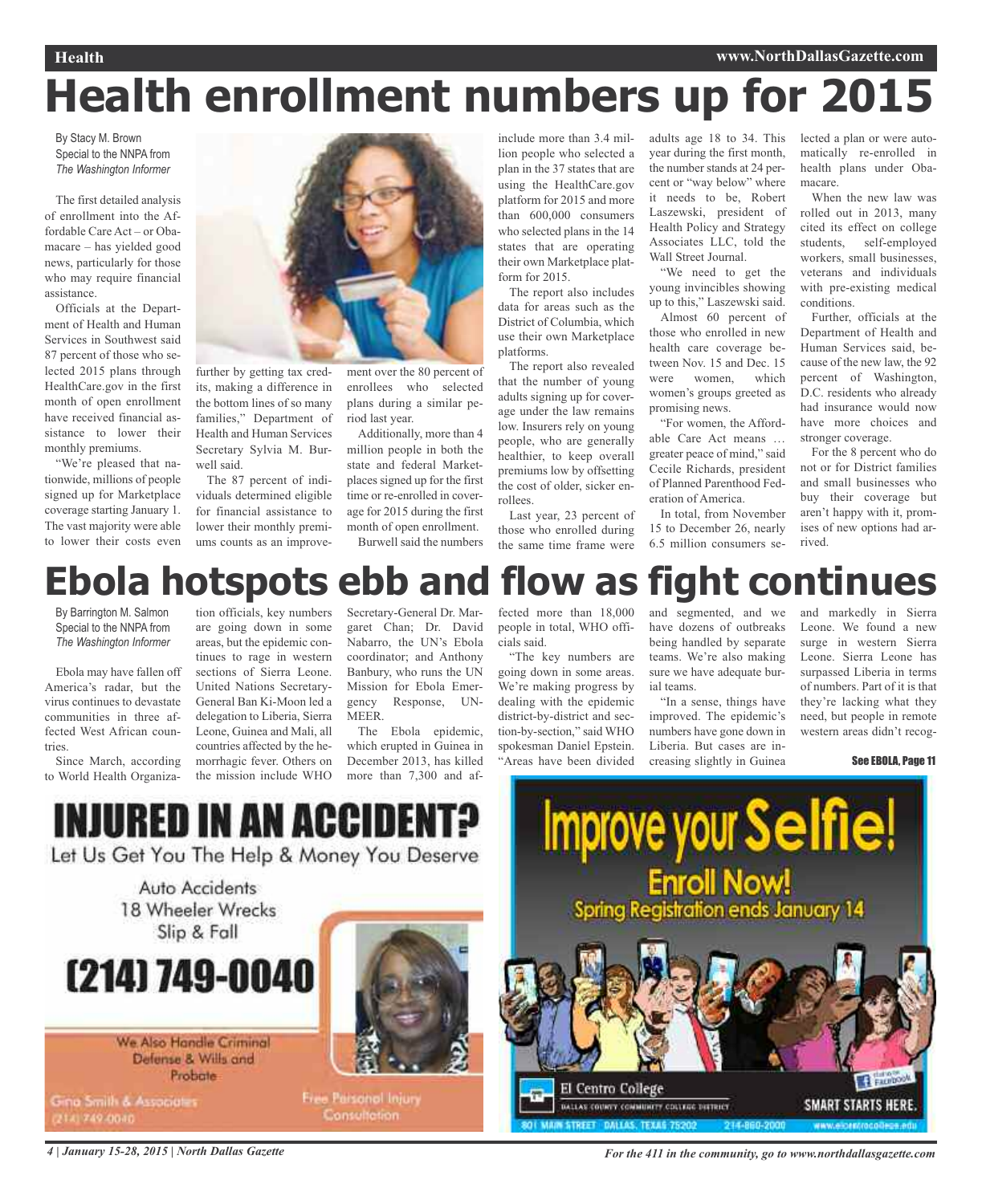# Health enrollment numbers up for 2015

By Stacy M. Brown
Special to the NNPA from
*The Washington Informer*

The first detailed analysis of enrollment into the Affordable Care Act – or Obamacare – has yielded good news, particularly for those who may require financial assistance.

Officials at the Department of Health and Human Services in Southwest said 87 percent of those who selected 2015 plans through HealthCare.gov in the first month of open enrollment have received financial assistance to lower their monthly premiums.

"We're pleased that nationwide, millions of people signed up for Marketplace coverage starting January 1. The vast majority were able to lower their costs even further by getting tax credits, making a difference in the bottom lines of so many families," Department of Health and Human Services Secretary Sylvia M. Burwell said.

The 87 percent of individuals determined eligible for financial assistance to lower their monthly premiums counts as an improvement over the 80 percent of enrollees who selected plans during a similar period last year.

Additionally, more than 4 million people in both the state and federal Marketplaces signed up for the first time or re-enrolled in coverage for 2015 during the first month of open enrollment.

Burwell said the numbers include more than 3.4 million people who selected a plan in the 37 states that are using the HealthCare.gov platform for 2015 and more than 600,000 consumers who selected plans in the 14 states that are operating their own Marketplace platform for 2015.

The report also includes data for areas such as the District of Columbia, which use their own Marketplace platforms.

The report also revealed that the number of young adults signing up for coverage under the law remains low. Insurers rely on young people, who are generally healthier, to keep overall premiums low by offsetting the cost of older, sicker enrollees.

Last year, 23 percent of those who enrolled during the same time frame were adults age 18 to 34. This year during the first month, the number stands at 24 percent or "way below" where it needs to be, Robert Laszewski, president of Health Policy and Strategy Associates LLC, told the Wall Street Journal.

"We need to get the young invincibles showing up to this," Laszewski said.

Almost 60 percent of those who enrolled in new health care coverage between Nov. 15 and Dec. 15 were women, which women's groups greeted as promising news.

"For women, the Affordable Care Act means … greater peace of mind," said Cecile Richards, president of Planned Parenthood Federation of America.

In total, from November 15 to December 26, nearly 6.5 million consumers selected a plan or were automatically re-enrolled in health plans under Obamacare.

When the new law was rolled out in 2013, many cited its effect on college students, self-employed workers, small businesses, veterans and individuals with pre-existing medical conditions.

Further, officials at the Department of Health and Human Services said, because of the new law, the 92 percent of Washington, D.C. residents who already had insurance would now have more choices and stronger coverage.

For the 8 percent who do not or for District families and small businesses who buy their coverage but aren't happy with it, promises of new options had arrived.

# Ebola hotspots ebb and flow as fight continues

By Barrington M. Salmon
Special to the NNPA from
*The Washington Informer*

Ebola may have fallen off America's radar, but the virus continues to devastate communities in three affected West African countries.

Since March, according to World Health Organization officials, key numbers are going down in some areas, but the epidemic continues to rage in western sections of Sierra Leone. United Nations Secretary-General Ban Ki-Moon led a delegation to Liberia, Sierra Leone, Guinea and Mali, all countries affected by the hemorrhagic fever. Others on the mission include WHO Secretary-General Dr. Margaret Chan; Dr. David Nabarro, the UN's Ebola coordinator; and Anthony Banbury, who runs the UN Mission for Ebola Emergency Response, UNMEER.

The Ebola epidemic, which erupted in Guinea in December 2013, has killed more than 7,300 and affected more than 18,000 people in total, WHO officials said.

"The key numbers are going down in some areas. We're making progress by dealing with the epidemic district-by-district and section-by-section," said WHO spokesman Daniel Epstein. "Areas have been divided and segmented, and we have dozens of outbreaks being handled by separate teams. We're also making sure we have adequate burial teams.

"In a sense, things have improved. The epidemic's numbers have gone down in Liberia. But cases are increasing slightly in Guinea and markedly in Sierra Leone. We found a new surge in western Sierra Leone. Sierra Leone has surpassed Liberia in terms of numbers. Part of it is that they're lacking what they need, but people in remote western areas didn't recog-

See EBOLA, Page 11

INJURED IN AN ACCIDENT?
Let Us Get You The Help & Money You Deserve
Auto Accidents
18 Wheeler Wrecks
Slip & Fall
(214) 749-0040
We Also Handle Criminal Defense & Wills and Probate
Gina Smith & Associates
(214) 749-0040
Free Personal Injury Consultation

Improve your Selfie!
Enroll Now!
Spring Registration ends January 14
El Centro College
DALLAS COUNTY COMMUNITY COLLEGE DISTRICT
801 MAIN STREET DALLAS, TEXAS 75202 214-860-2000
SMART STARTS HERE.
www.elcentrocollege.edu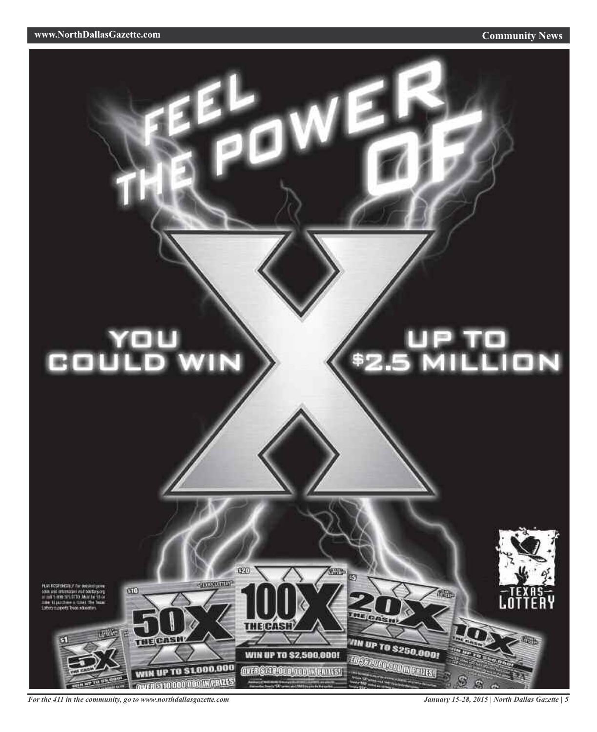# FEEL THE POWER OF X

YOU COULD WIN UP TO $2.5 MILLION

PLAY RESPONSIBLY. For detailed game odds and information visit txlottery.org or call 1-800-37LOTTO. Must be 18 or older to purchase a ticket. The Texas Lottery supports Texas education.

$1 5X THE CASH WIN UP TO $5,000!

$10 50X THE CASH WIN UP TO $1,000,000 OVER $110,000,000 IN PRIZES!

$20 100X THE CASH WIN UP TO $2,500,000! OVER $148,000,000 IN PRIZES!

$5 20X THE CASH WIN UP TO $250,000! OVER $67,000,000 IN PRIZES!

10X THE CASH WIN UP TO $50,000!

TEXAS LOTTERY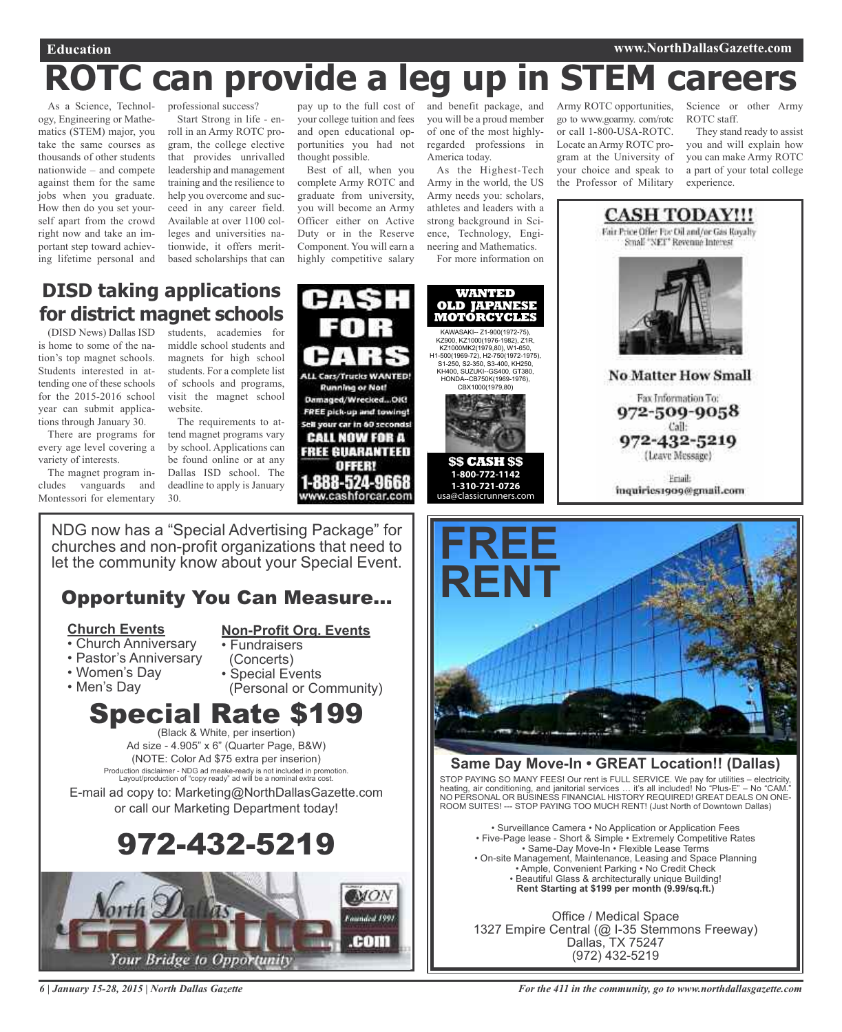# ROTC can provide a leg up in STEM careers

As a Science, Technology, Engineering or Mathematics (STEM) major, you take the same courses as thousands of other students nationwide – and compete against them for the same jobs when you graduate. How then do you set yourself apart from the crowd right now and take an important step toward achieving lifetime personal and professional success?

Start Strong in life - enroll in an Army ROTC program, the college elective that provides unrivalled leadership and management training and the resilience to help you overcome and succeed in any career field. Available at over 1100 colleges and universities nationwide, it offers merit-based scholarships that can pay up to the full cost of your college tuition and fees and open educational opportunities you had not thought possible.

Best of all, when you complete Army ROTC and graduate from university, you will become an Army Officer either on Active Duty or in the Reserve Component. You will earn a highly competitive salary and benefit package, and you will be a proud member of one of the most highly-regarded professions in America today.

As the Highest-Tech Army in the world, the US Army needs you: scholars, athletes and leaders with a strong background in Science, Technology, Engineering and Mathematics.

For more information on Army ROTC opportunities, go to www.goarmy. com/rotc or call 1-800-USA-ROTC. Locate an Army ROTC program at the University of your choice and speak to the Professor of Military Science or other Army ROTC staff.

They stand ready to assist you and will explain how you can make Army ROTC a part of your total college experience.

## DISD taking applications for district magnet schools

(DISD News) Dallas ISD is home to some of the nation's top magnet schools. Students interested in attending one of these schools for the 2015-2016 school year can submit applications through January 30.

There are programs for every age level covering a variety of interests.

The magnet program includes vanguards and Montessori for elementary students, academies for middle school students and magnets for high school students. For a complete list of schools and programs, visit the magnet school website.

The requirements to attend magnet programs vary by school. Applications can be found online or at any Dallas ISD school. The deadline to apply is January 30.

---

**CASH FOR CARS**

ALL Cars/Trucks WANTED! Running or Not! Damaged/Wrecked...OK! FREE pick-up and towing! Sell your car in 60 seconds! CALL NOW FOR A FREE GUARANTEED OFFER!

1-888-524-9668
www.cashforcar.com

---

**WANTED OLD JAPANESE MOTORCYCLES**

KAWASAKI-- Z1-900(1972-75), KZ900, KZ1000(1976-1982), Z1R, KZ1000MK2(1979,80), W1-650, H1-500(1969-72), H2-750(1972-1975), S1-250, S2-350, S3-400, KH250, KH400, SUZUKI--GS400, GT380, HONDA--CB750K(1969-1976), CBX1000(1979,80)

**$$ CASH $$**
1-800-772-1142
1-310-721-0726
usa@classicrunners.com

---

**CASH TODAY!!!**

Fair Price Offer For Oil and/or Gas Royalty Small "NET" Revenue Interest

**No Matter How Small**

Fax Information To:
972-509-9058
Call:
972-432-5219
(Leave Message)

Email:
inquiries1909@gmail.com

---

NDG now has a "Special Advertising Package" for churches and non-profit organizations that need to let the community know about your Special Event.

## Opportunity You Can Measure...

**Church Events**
- Church Anniversary
- Pastor's Anniversary
- Women's Day
- Men's Day

**Non-Profit Org. Events**
- Fundraisers (Concerts)
- Special Events (Personal or Community)

## Special Rate $199

(Black & White, per insertion)
Ad size - 4.905" x 6" (Quarter Page, B&W)
(NOTE: Color Ad $75 extra per inserion)

Production disclaimer - NDG ad meake-ready is not included in promotion. Layout/production of "copy ready" ad will be a nominal extra cost.

E-mail ad copy to: Marketing@NorthDallasGazette.com or call our Marketing Department today!

## 972-432-5219

North Dallas Gazette — Your Bridge to Opportunity — MON .com Founded 1991

---

# FREE RENT

**Same Day Move-In • GREAT Location!! (Dallas)**

STOP PAYING SO MANY FEES! Our rent is FULL SERVICE. We pay for utilities – electricity, heating, air conditioning, and janitorial services … it's all included! No "Plus-E" – No "CAM." NO PERSONAL OR BUSINESS FINANCIAL HISTORY REQUIRED! GREAT DEALS ON ONE-ROOM SUITES! --- STOP PAYING TOO MUCH RENT! (Just North of Downtown Dallas)

- Surveillance Camera • No Application or Application Fees
- Five-Page lease - Short & Simple • Extremely Competitive Rates
- Same-Day Move-In • Flexible Lease Terms
- On-site Management, Maintenance, Leasing and Space Planning
- Ample, Convenient Parking • No Credit Check
- Beautiful Glass & architecturally unique Building!

**Rent Starting at $199 per month (9.99/sq.ft.)**

Office / Medical Space
1327 Empire Central (@ I-35 Stemmons Freeway)
Dallas, TX 75247
(972) 432-5219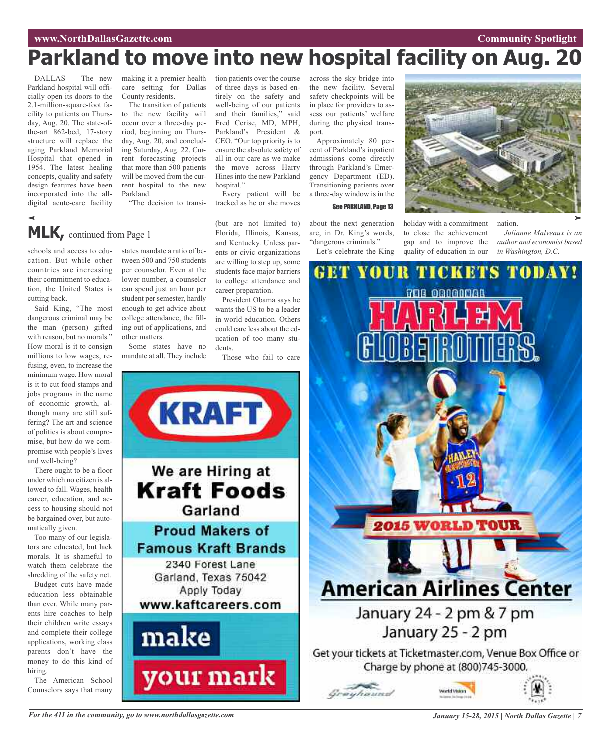# Parkland to move into new hospital facility on Aug. 20

DALLAS – The new Parkland hospital will officially open its doors to the 2.1-million-square-foot facility to patients on Thursday, Aug. 20. The state-of-the-art 862-bed, 17-story structure will replace the aging Parkland Memorial Hospital that opened in 1954. The latest healing concepts, quality and safety design features have been incorporated into the all-digital acute-care facility making it a premier health care setting for Dallas County residents.

The transition of patients to the new facility will occur over a three-day period, beginning on Thursday, Aug. 20, and concluding Saturday, Aug. 22. Current forecasting projects that more than 500 patients will be moved from the current hospital to the new Parkland.

"The decision to transition patients over the course of three days is based entirely on the safety and well-being of our patients and their families," said Fred Cerise, MD, MPH, Parkland's President & CEO. "Our top priority is to ensure the absolute safety of all in our care as we make the move across Harry Hines into the new Parkland hospital."

Every patient will be tracked as he or she moves across the sky bridge into the new facility. Several safety checkpoints will be in place for providers to assess our patients' welfare during the physical transport.

Approximately 80 percent of Parkland's inpatient admissions come directly through Parkland's Emergency Department (ED). Transitioning patients over a three-day window is in the

See PARKLAND, Page 13

## MLK, continued from Page 1

schools and access to education. But while other countries are increasing their commitment to education, the United States is cutting back.

Said King, "The most dangerous criminal may be the man (person) gifted with reason, but no morals." How moral is it to consign millions to low wages, refusing, even, to increase the minimum wage. How moral is it to cut food stamps and jobs programs in the name of economic growth, although many are still suffering? The art and science of politics is about compromise, but how do we compromise with people's lives and well-being?

There ought to be a floor under which no citizen is allowed to fall. Wages, health career, education, and access to housing should not be bargained over, but automatically given.

Too many of our legislators are educated, but lack morals. It is shameful to watch them celebrate the shredding of the safety net.

Budget cuts have made education less obtainable than ever. While many parents hire coaches to help their children write essays and complete their college applications, working class parents don't have the money to do this kind of hiring.

The American School Counselors says that many states mandate a ratio of between 500 and 750 students per counselor. Even at the lower number, a counselor can spend just an hour per student per semester, hardly enough to get advice about college attendance, the filling out of applications, and other matters.

Some states have no mandate at all. They include (but are not limited to) Florida, Illinois, Kansas, and Kentucky. Unless parents or civic organizations are willing to step up, some students face major barriers to college attendance and career preparation.

President Obama says he wants the US to be a leader in world education. Others could care less about the education of too many students.

Those who fail to care about the next generation are, in Dr. King's words, "dangerous criminals."

Let's celebrate the King holiday with a commitment to close the achievement gap and to improve the quality of education in our nation.

*Julianne Malveaux is an author and economist based in Washington, D.C.*

KRAFT

We are Hiring at **Kraft Foods** Garland

Proud Makers of Famous Kraft Brands

2340 Forest Lane
Garland, Texas 75042
Apply Today
www.kaftcareers.com

make your mark

GET YOUR TICKETS TODAY!

THE ORIGINAL HARLEM GLOBETROTTERS

2015 WORLD TOUR

American Airlines Center

January 24 - 2 pm & 7 pm
January 25 - 2 pm

Get your tickets at Ticketmaster.com, Venue Box Office or Charge by phone at (800)745-3000.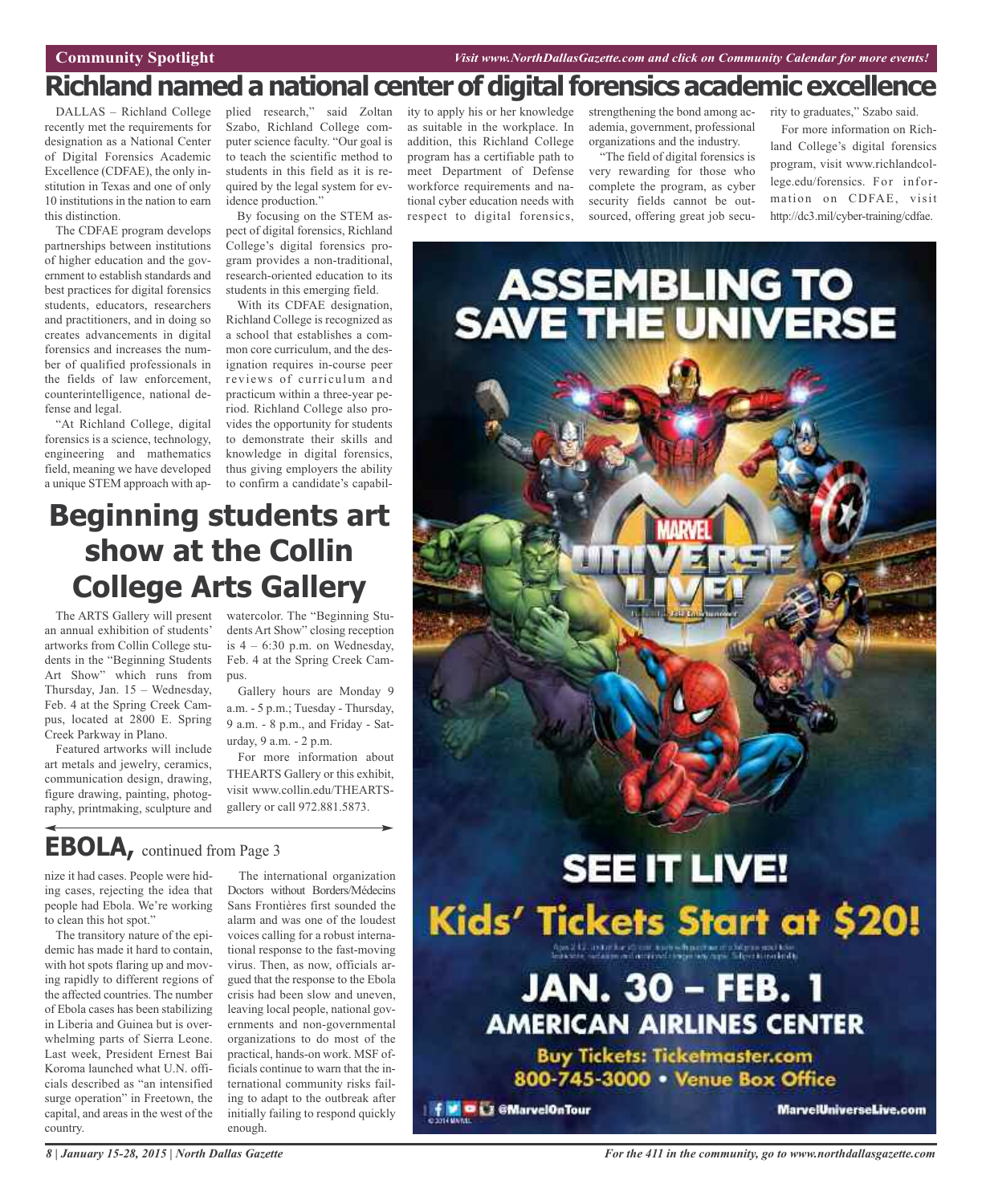Community Spotlight

*Visit www.NorthDallasGazette.com and click on Community Calendar for more events!*

# Richland named a national center of digital forensics academic excellence

DALLAS – Richland College recently met the requirements for designation as a National Center of Digital Forensics Academic Excellence (CDFAE), the only institution in Texas and one of only 10 institutions in the nation to earn this distinction.

The CDFAE program develops partnerships between institutions of higher education and the government to establish standards and best practices for digital forensics students, educators, researchers and practitioners, and in doing so creates advancements in digital forensics and increases the number of qualified professionals in the fields of law enforcement, counterintelligence, national defense and legal.

"At Richland College, digital forensics is a science, technology, engineering and mathematics field, meaning we have developed a unique STEM approach with applied research," said Zoltan Szabo, Richland College computer science faculty. "Our goal is to teach the scientific method to students in this field as it is required by the legal system for evidence production."

By focusing on the STEM aspect of digital forensics, Richland College's digital forensics program provides a non-traditional, research-oriented education to its students in this emerging field.

With its CDFAE designation, Richland College is recognized as a school that establishes a common core curriculum, and the designation requires in-course peer reviews of curriculum and practicum within a three-year period. Richland College also provides the opportunity for students to demonstrate their skills and knowledge in digital forensics, thus giving employers the ability to confirm a candidate's capability to apply his or her knowledge as suitable in the workplace. In addition, this Richland College program has a certifiable path to meet Department of Defense workforce requirements and national cyber education needs with respect to digital forensics, strengthening the bond among academia, government, professional organizations and the industry.

"The field of digital forensics is very rewarding for those who complete the program, as cyber security fields cannot be outsourced, offering great job security to graduates," Szabo said.

For more information on Richland College's digital forensics program, visit www.richlandcollege.edu/forensics. For information on CDFAE, visit http://dc3.mil/cyber-training/cdfae.

# Beginning students art show at the Collin College Arts Gallery

The ARTS Gallery will present an annual exhibition of students' artworks from Collin College students in the "Beginning Students Art Show" which runs from Thursday, Jan. 15 – Wednesday, Feb. 4 at the Spring Creek Campus, located at 2800 E. Spring Creek Parkway in Plano.

Featured artworks will include art metals and jewelry, ceramics, communication design, drawing, figure drawing, painting, photography, printmaking, sculpture and watercolor. The "Beginning Students Art Show" closing reception is 4 – 6:30 p.m. on Wednesday, Feb. 4 at the Spring Creek Campus.

Gallery hours are Monday 9 a.m. - 5 p.m.; Tuesday - Thursday, 9 a.m. - 8 p.m., and Friday - Saturday, 9 a.m. - 2 p.m.

For more information about THEARTS Gallery or this exhibit, visit www.collin.edu/THEARTSgallery or call 972.881.5873.

# EBOLA, continued from Page 3

nize it had cases. People were hiding cases, rejecting the idea that people had Ebola. We're working to clean this hot spot."

The transitory nature of the epidemic has made it hard to contain, with hot spots flaring up and moving rapidly to different regions of the affected countries. The number of Ebola cases has been stabilizing in Liberia and Guinea but is overwhelming parts of Sierra Leone. Last week, President Ernest Bai Koroma launched what U.N. officials described as "an intensified surge operation" in Freetown, the capital, and areas in the west of the country.

The international organization Doctors without Borders/Médecins Sans Frontières first sounded the alarm and was one of the loudest voices calling for a robust international response to the fast-moving virus. Then, as now, officials argued that the response to the Ebola crisis had been slow and uneven, leaving local people, national governments and non-governmental organizations to do most of the practical, hands-on work. MSF officials continue to warn that the international community risks failing to adapt to the outbreak after initially failing to respond quickly enough.

ASSEMBLING TO SAVE THE UNIVERSE

MARVEL UNIVERSE LIVE!

SEE IT LIVE!

Kids' Tickets Start at $20!

JAN. 30 – FEB. 1

AMERICAN AIRLINES CENTER

Buy Tickets: Ticketmaster.com

800-745-3000 • Venue Box Office

@MarvelOnTour

MarvelUniverseLive.com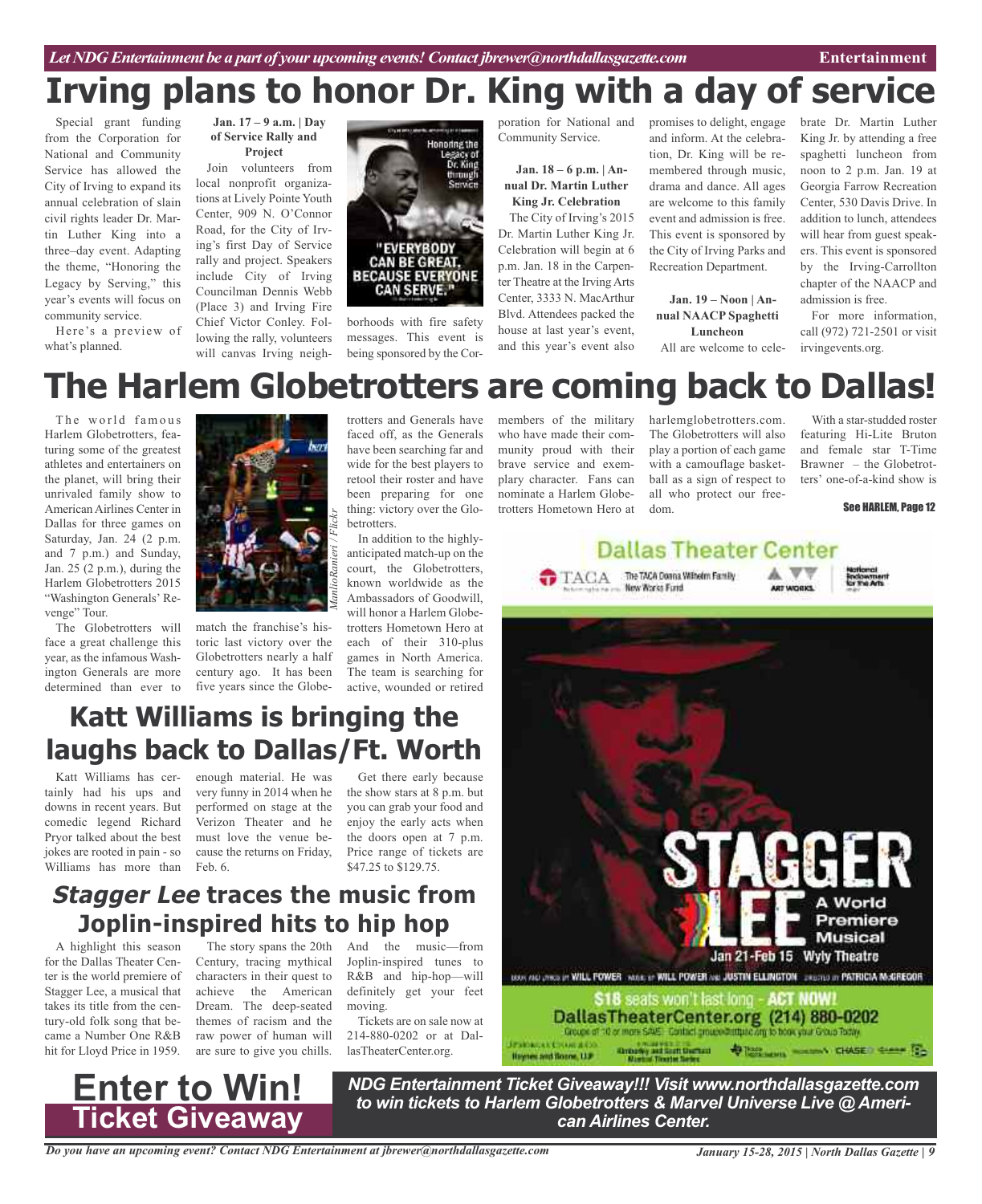# Irving plans to honor Dr. King with a day of service

Special grant funding from the Corporation for National and Community Service has allowed the City of Irving to expand its annual celebration of slain civil rights leader Dr. Martin Luther King into a three–day event. Adapting the theme, "Honoring the Legacy by Serving," this year's events will focus on community service.

Here's a preview of what's planned.

**Jan. 17 – 9 a.m. | Day of Service Rally and Project**

Join volunteers from local nonprofit organizations at Lively Pointe Youth Center, 909 N. O'Connor Road, for the City of Irving's first Day of Service rally and project. Speakers include City of Irving Councilman Dennis Webb (Place 3) and Irving Fire Chief Victor Conley. Following the rally, volunteers will canvas Irving neighborhoods with fire safety messages. This event is being sponsored by the Corporation for National and Community Service.

**Jan. 18 – 6 p.m. | Annual Dr. Martin Luther King Jr. Celebration**

The City of Irving's 2015 Dr. Martin Luther King Jr. Celebration will begin at 6 p.m. Jan. 18 in the Carpenter Theatre at the Irving Arts Center, 3333 N. MacArthur Blvd. Attendees packed the house at last year's event, and this year's event also promises to delight, engage and inform. At the celebration, Dr. King will be remembered through music, drama and dance. All ages are welcome to this family event and admission is free. This event is sponsored by the City of Irving Parks and Recreation Department.

**Jan. 19 – Noon | Annual NAACP Spaghetti Luncheon**

All are welcome to celebrate Dr. Martin Luther King Jr. by attending a free spaghetti luncheon from noon to 2 p.m. Jan. 19 at Georgia Farrow Recreation Center, 530 Davis Drive. In addition to lunch, attendees will hear from guest speakers. This event is sponsored by the Irving-Carrollton chapter of the NAACP and admission is free.

For more information, call (972) 721-2501 or visit irvingevents.org.

# The Harlem Globetrotters are coming back to Dallas!

The world famous Harlem Globetrotters, featuring some of the greatest athletes and entertainers on the planet, will bring their unrivaled family show to American Airlines Center in Dallas for three games on Saturday, Jan. 24 (2 p.m. and 7 p.m.) and Sunday, Jan. 25 (2 p.m.), during the Harlem Globetrotters 2015 "Washington Generals' Revenge" Tour.

The Globetrotters will face a great challenge this year, as the infamous Washington Generals are more determined than ever to match the franchise's historic last victory over the Globetrotters nearly a half century ago. It has been five years since the Globetrotters and Generals have faced off, as the Generals have been searching far and wide for the best players to retool their roster and have been preparing for one thing: victory over the Globetrotters.

MantoRanieri / Flickr

In addition to the highly-anticipated match-up on the court, the Globetrotters, known worldwide as the Ambassadors of Goodwill, will honor a Harlem Globetrotters Hometown Hero at each of their 310-plus games in North America. The team is searching for active, wounded or retired members of the military who have made their community proud with their brave service and exemplary character. Fans can nominate a Harlem Globetrotters Hometown Hero at harlemglobetrotters.com. The Globetrotters will also play a portion of each game with a camouflage basketball as a sign of respect to all who protect our freedom.

With a star-studded roster featuring Hi-Lite Bruton and female star T-Time Brawner – the Globetrotters' one-of-a-kind show is

See HARLEM, Page 12

# Katt Williams is bringing the laughs back to Dallas/Ft. Worth

Katt Williams has certainly had his ups and downs in recent years. But comedic legend Richard Pryor talked about the best jokes are rooted in pain - so Williams has more than enough material. He was very funny in 2014 when he performed on stage at the Verizon Theater and he must love the venue because the returns on Friday, Feb. 6.

Get there early because the show stars at 8 p.m. but you can grab your food and enjoy the early acts when the doors open at 7 p.m. Price range of tickets are $47.25 to $129.75.

# *Stagger Lee* traces the music from Joplin-inspired hits to hip hop

A highlight this season for the Dallas Theater Center is the world premiere of Stagger Lee, a musical that takes its title from the century-old folk song that became a Number One R&B hit for Lloyd Price in 1959.

The story spans the 20th Century, tracing mythical characters in their quest to achieve the American Dream. The deep-seated themes of racism and the raw power of human will are sure to give you chills. And the music—from Joplin-inspired tunes to R&B and hip-hop—will definitely get your feet moving.

Tickets are on sale now at 214-880-0202 or at DallasTheaterCenter.org.

# Enter to Win!
## Ticket Giveaway

***NDG Entertainment Ticket Giveaway!!! Visit www.northdallasgazette.com to win tickets to Harlem Globetrotters & Marvel Universe Live @ American Airlines Center.***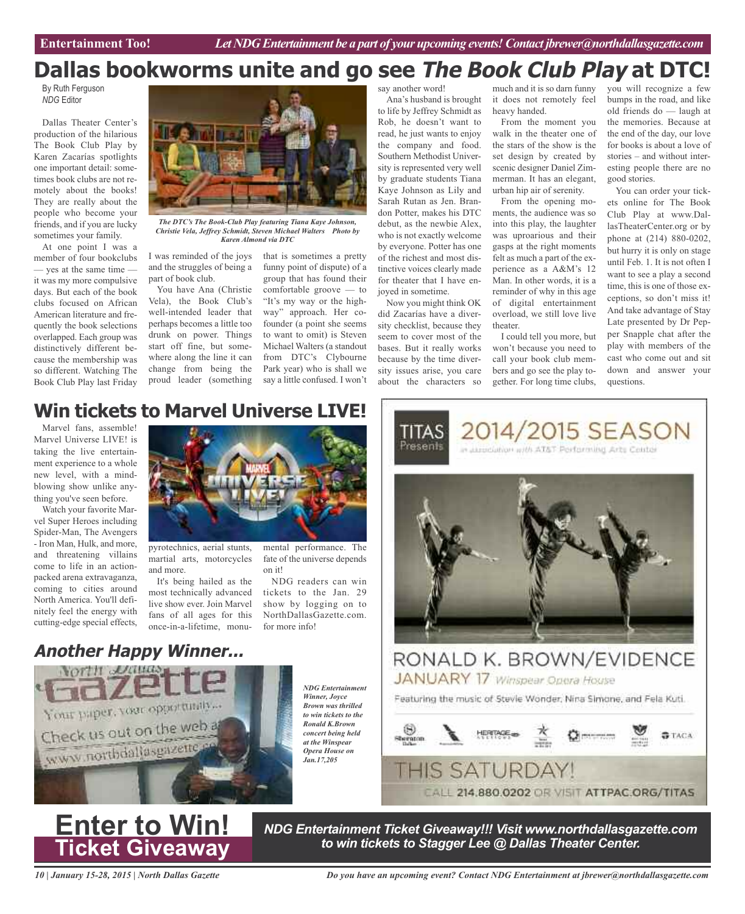# Dallas bookworms unite and go see *The Book Club Play* at DTC!

By Ruth Ferguson
*NDG* Editor

Dallas Theater Center's production of the hilarious The Book Club Play by Karen Zacarías spotlights one important detail: sometimes book clubs are not remotely about the books! They are really about the people who become your friends, and if you are lucky sometimes your family.

At one point I was a member of four bookclubs — yes at the same time — it was my more compulsive days. But each of the book clubs focused on African American literature and frequently the book selections overlapped. Each group was distinctively different because the membership was so different. Watching The Book Club Play last Friday I was reminded of the joys and the struggles of being a part of book club.

*The DTC's The Book-Club Play featuring Tiana Kaye Johnson, Christie Vela, Jeffrey Schmidt, Steven Michael Walters Photo by Karen Almond via DTC*

You have Ana (Christie Vela), the Book Club's well-intended leader that perhaps becomes a little too drunk on power. Things start off fine, but somewhere along the line it can change from being the proud leader (something that is sometimes a pretty funny point of dispute) of a group that has found their comfortable groove — to "It's my way or the highway" approach. Her cofounder (a point she seems to want to omit) is Steven Michael Walters (a standout from DTC's Clybourne Park year) who is shall we say a little confused. I won't say another word!

Ana's husband is brought to life by Jeffrey Schmidt as Rob, he doesn't want to read, he just wants to enjoy the company and food. Southern Methodist University is represented very well by graduate students Tiana Kaye Johnson as Lily and Sarah Rutan as Jen. Brandon Potter, makes his DTC debut, as the newbie Alex, who is not exactly welcome by everyone. Potter has one of the richest and most distinctive voices clearly made for theater that I have enjoyed in sometime.

Now you might think OK did Zacarías have a diversity checklist, because they seem to cover most of the bases. But it really works because by the time diversity issues arise, you care about the characters so much and it is so darn funny it does not remotely feel heavy handed.

From the moment you walk in the theater one of the stars of the show is the set design by created by scenic designer Daniel Zimmerman. It has an elegant, urban hip air of serenity.

From the opening moments, the audience was so into this play, the laughter was uproarious and their gasps at the right moments felt as much a part of the experience as a A&M's 12 Man. In other words, it is a reminder of why in this age of digital entertainment overload, we still love live theater.

I could tell you more, but won't because you need to call your book club members and go see the play together. For long time clubs, you will recognize a few bumps in the road, and like old friends do — laugh at the memories. Because at the end of the day, our love for books is about a love of stories – and without interesting people there are no good stories.

You can order your tickets online for The Book Club Play at www.DallasTheaterCenter.org or by phone at (214) 880-0202, but hurry it is only on stage until Feb. 1. It is not often I want to see a play a second time, this is one of those exceptions, so don't miss it! And take advantage of Stay Late presented by Dr Pepper Snapple chat after the play with members of the cast who come out and sit down and answer your questions.

# Win tickets to Marvel Universe LIVE!

Marvel fans, assemble! Marvel Universe LIVE! is taking the live entertainment experience to a whole new level, with a mind-blowing show unlike anything you've seen before.

Watch your favorite Marvel Super Heroes including Spider-Man, The Avengers - Iron Man, Hulk, and more, and threatening villains come to life in an action-packed arena extravaganza, coming to cities around North America. You'll definitely feel the energy with cutting-edge special effects, pyrotechnics, aerial stunts, martial arts, motorcycles and more.

It's being hailed as the most technically advanced live show ever. Join Marvel fans of all ages for this once-in-a-lifetime, monumental performance. The fate of the universe depends on it!

NDG readers can win tickets to the Jan. 29 show by logging on to NorthDallasGazette.com. for more info!

## *Another Happy Winner...*

*NDG Entertainment Winner, Joyce Brown was thrilled to win tickets to the Ronald K.Brown concert being held at the Winspear Opera House on Jan.17,205*

TITAS Presents 2014/2015 SEASON
in association with AT&T Performing Arts Center

RONALD K. BROWN/EVIDENCE
JANUARY 17 Winspear Opera House
Featuring the music of Stevie Wonder, Nina Simone, and Fela Kuti.

THIS SATURDAY!
CALL 214.880.0202 OR VISIT ATTPAC.ORG/TITAS

# Enter to Win! Ticket Giveaway

***NDG Entertainment Ticket Giveaway!!! Visit www.northdallasgazette.com to win tickets to Stagger Lee @ Dallas Theater Center.***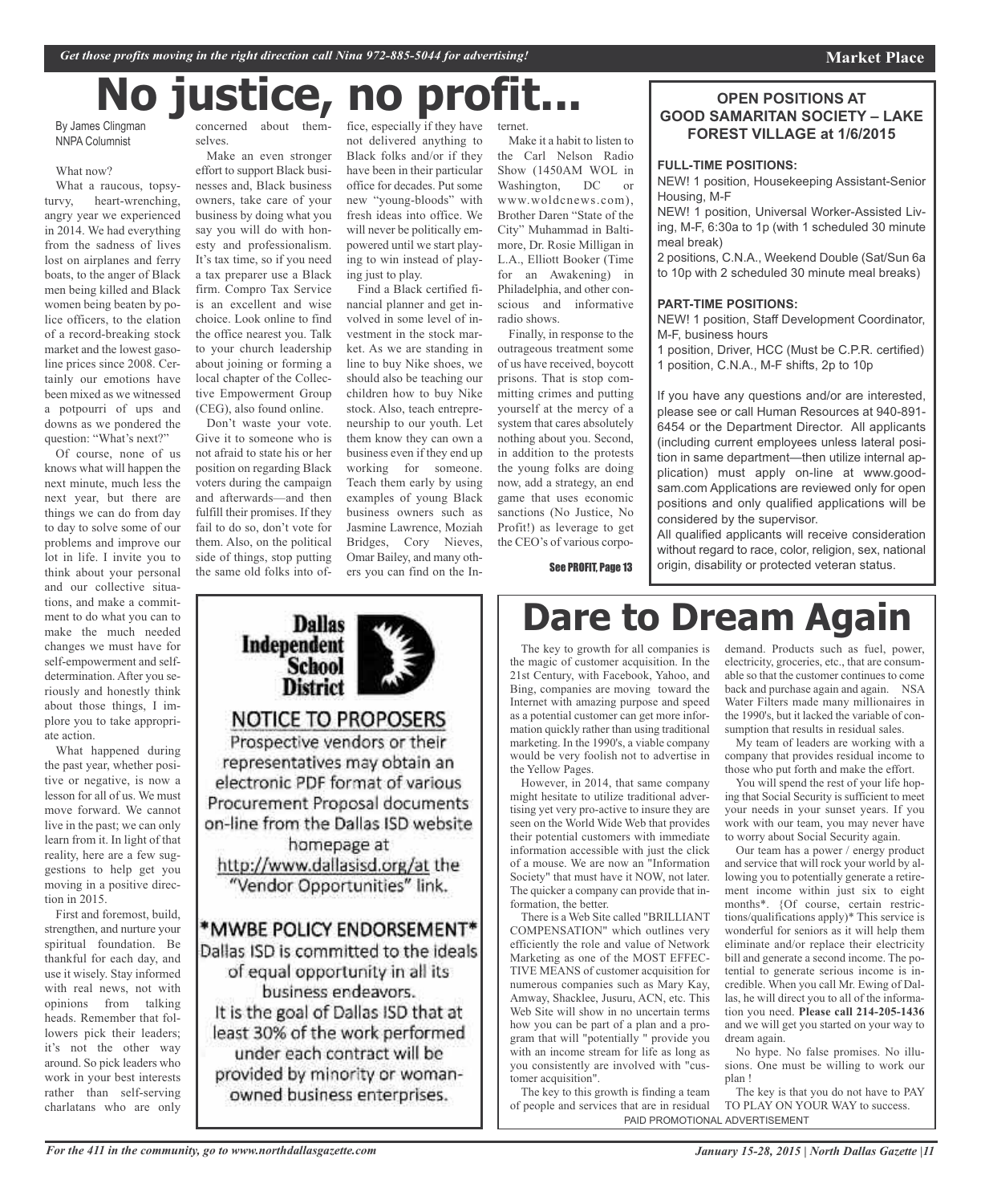# No justice, no profit...

By James Clingman
NNPA Columnist

What now?

What a raucous, topsy-turvy, heart-wrenching, angry year we experienced in 2014. We had everything from the sadness of lives lost on airplanes and ferry boats, to the anger of Black men being killed and Black women being beaten by police officers, to the elation of a record-breaking stock market and the lowest gasoline prices since 2008. Certainly our emotions have been mixed as we witnessed a potpourri of ups and downs as we pondered the question: "What's next?"

Of course, none of us knows what will happen the next minute, much less the next year, but there are things we can do from day to day to solve some of our problems and improve our lot in life. I invite you to think about your personal and our collective situations, and make a commitment to do what you can to make the much needed changes we must have for self-empowerment and self-determination. After you seriously and honestly think about those things, I implore you to take appropriate action.

What happened during the past year, whether positive or negative, is now a lesson for all of us. We must move forward. We cannot live in the past; we can only learn from it. In light of that reality, here are a few suggestions to help get you moving in a positive direction in 2015.

First and foremost, build, strengthen, and nurture your spiritual foundation. Be thankful for each day, and use it wisely. Stay informed with real news, not with opinions from talking heads. Remember that followers pick their leaders; it's not the other way around. So pick leaders who work in your best interests rather than self-serving charlatans who are only concerned about themselves.

Make an even stronger effort to support Black businesses and, Black business owners, take care of your business by doing what you say you will do with honesty and professionalism. It's tax time, so if you need a tax preparer use a Black firm. Compro Tax Service is an excellent and wise choice. Look online to find the office nearest you. Talk to your church leadership about joining or forming a local chapter of the Collective Empowerment Group (CEG), also found online.

Don't waste your vote. Give it to someone who is not afraid to state his or her position on regarding Black voters during the campaign and afterwards—and then fulfill their promises. If they fail to do so, don't vote for them. Also, on the political side of things, stop putting the same old folks into office, especially if they have not delivered anything to Black folks and/or if they have been in their particular office for decades. Put some new "young-bloods" with fresh ideas into office. We will never be politically empowered until we start playing to win instead of playing just to play.

Find a Black certified financial planner and get involved in some level of investment in the stock market. As we are standing in line to buy Nike shoes, we should also be teaching our children how to buy Nike stock. Also, teach entrepreneurship to our youth. Let them know they can own a business even if they end up working for someone. Teach them early by using examples of young Black business owners such as Jasmine Lawrence, Moziah Bridges, Cory Nieves, Omar Bailey, and many others you can find on the Internet.

Make it a habit to listen to the Carl Nelson Radio Show (1450AM WOL in Washington, DC or www.woldcnews.com), Brother Daren "State of the City" Muhammad in Baltimore, Dr. Rosie Milligan in L.A., Elliott Booker (Time for an Awakening) in Philadelphia, and other conscious and informative radio shows.

Finally, in response to the outrageous treatment some of us have received, boycott prisons. That is stop committing crimes and putting yourself at the mercy of a system that cares absolutely nothing about you. Second, in addition to the protests the young folks are doing now, add a strategy, an end game that uses economic sanctions (No Justice, No Profit!) as leverage to get the CEO's of various corpo-

See PROFIT, Page 13

---

**OPEN POSITIONS AT GOOD SAMARITAN SOCIETY – LAKE FOREST VILLAGE at 1/6/2015**

**FULL-TIME POSITIONS:**

NEW! 1 position, Housekeeping Assistant-Senior Housing, M-F

NEW! 1 position, Universal Worker-Assisted Living, M-F, 6:30a to 1p (with 1 scheduled 30 minute meal break)

2 positions, C.N.A., Weekend Double (Sat/Sun 6a to 10p with 2 scheduled 30 minute meal breaks)

**PART-TIME POSITIONS:**

NEW! 1 position, Staff Development Coordinator, M-F, business hours

1 position, Driver, HCC (Must be C.P.R. certified)

1 position, C.N.A., M-F shifts, 2p to 10p

If you have any questions and/or are interested, please see or call Human Resources at 940-891-6454 or the Department Director. All applicants (including current employees unless lateral position in same department—then utilize internal application) must apply on-line at www.good-sam.com Applications are reviewed only for open positions and only qualified applications will be considered by the supervisor.

All qualified applicants will receive consideration without regard to race, color, religion, sex, national origin, disability or protected veteran status.

---

**Dallas Independent School District**

**NOTICE TO PROPOSERS**

Prospective vendors or their representatives may obtain an electronic PDF format of various Procurement Proposal documents on-line from the Dallas ISD website homepage at http://www.dallasisd.org/at the "Vendor Opportunities" link.

**\*MWBE POLICY ENDORSEMENT\***

Dallas ISD is committed to the ideals of equal opportunity in all its business endeavors.

It is the goal of Dallas ISD that at least 30% of the work performed under each contract will be provided by minority or woman-owned business enterprises.

---

# Dare to Dream Again

The key to growth for all companies is the magic of customer acquisition. In the 21st Century, with Facebook, Yahoo, and Bing, companies are moving toward the Internet with amazing purpose and speed as a potential customer can get more information quickly rather than using traditional marketing. In the 1990's, a viable company would be very foolish not to advertise in the Yellow Pages.

However, in 2014, that same company might hesitate to utilize traditional advertising yet very pro-active to insure they are seen on the World Wide Web that provides their potential customers with immediate information accessible with just the click of a mouse. We are now an "Information Society" that must have it NOW, not later. The quicker a company can provide that information, the better.

There is a Web Site called "BRILLIANT COMPENSATION" which outlines very efficiently the role and value of Network Marketing as one of the MOST EFFECTIVE MEANS of customer acquisition for numerous companies such as Mary Kay, Amway, Shacklee, Jusuru, ACN, etc. This Web Site will show in no uncertain terms how you can be part of a plan and a program that will "potentially " provide you with an income stream for life as long as you consistently are involved with "customer acquisition".

The key to this growth is finding a team of people and services that are in residual demand. Products such as fuel, power, electricity, groceries, etc., that are consumable so that the customer continues to come back and purchase again and again. NSA Water Filters made many millionaires in the 1990's, but it lacked the variable of consumption that results in residual sales.

My team of leaders are working with a company that provides residual income to those who put forth and make the effort.

You will spend the rest of your life hoping that Social Security is sufficient to meet your needs in your sunset years. If you work with our team, you may never have to worry about Social Security again.

Our team has a power / energy product and service that will rock your world by allowing you to potentially generate a retirement income within just six to eight months\*. {Of course, certain restrictions/qualifications apply}\* This service is wonderful for seniors as it will help them eliminate and/or replace their electricity bill and generate a second income. The potential to generate serious income is incredible. When you call Mr. Ewing of Dallas, he will direct you to all of the information you need. **Please call 214-205-1436** and we will get you started on your way to dream again.

No hype. No false promises. No illusions. One must be willing to work our plan !

The key is that you do not have to PAY TO PLAY ON YOUR WAY to success.

PAID PROMOTIONAL ADVERTISEMENT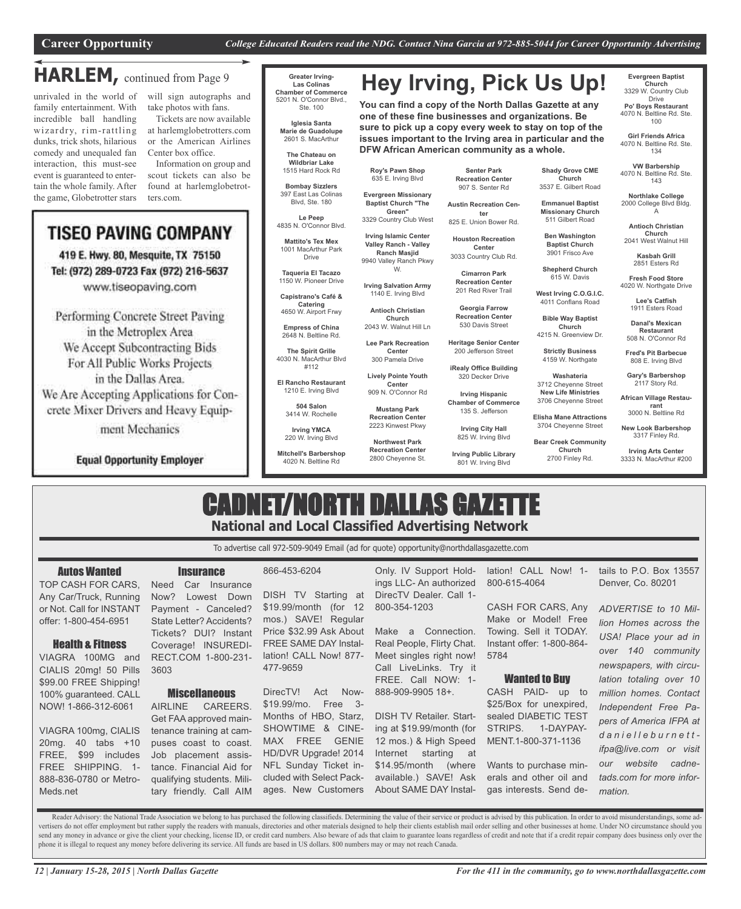Career Opportunity *College Educated Readers read the NDG. Contact Nina Garcia at 972-885-5044 for Career Opportunity Advertising*

## HARLEM, continued from Page 9

unrivaled in the world of family entertainment. With incredible ball handling wizardry, rim-rattling dunks, trick shots, hilarious comedy and unequaled fan interaction, this must-see event is guaranteed to entertain the whole family. After the game, Globetrotter stars will sign autographs and take photos with fans.

Tickets are now available at harlemglobetrotters.com or the American Airlines Center box office.

Information on group and scout tickets can also be found at harlemglobetrotters.com.

## TISEO PAVING COMPANY

419 E. Hwy. 80, Mesquite, TX 75150
Tel: (972) 289-0723 Fax (972) 216-5637
www.tiseopaving.com

Performing Concrete Street Paving in the Metroplex Area
We Accept Subcontracting Bids For All Public Works Projects in the Dallas Area.
We Are Accepting Applications for Concrete Mixer Drivers and Heavy Equipment Mechanics

**Equal Opportunity Employer**

## Hey Irving, Pick Us Up!

**You can find a copy of the North Dallas Gazette at any one of these fine businesses and organizations. Be sure to pick up a copy every week to stay on top of the issues important to the Irving area in particular and the DFW African American community as a whole.**

**Greater Irving-Las Colinas Chamber of Commerce** 5201 N. O'Connor Blvd., Ste. 100

**Iglesia Santa Marie de Guadolupe** 2601 S. MacArthur

**The Chateau on Wildbriar Lake** 1515 Hard Rock Rd

**Bombay Sizzlers** 397 East Las Colinas Blvd, Ste. 180

**Le Peep** 4835 N. O'Connor Blvd.

**Mattito's Tex Mex** 1001 MacArthur Park Drive

**Taqueria El Tacazo** 1150 W. Pioneer Drive

**Capistrano's Café & Catering** 4650 W. Airport Frwy

**Empress of China** 2648 N. Beltline Rd.

**The Spirit Grille** 4030 N. MacArthur Blvd #112

**El Rancho Restaurant** 1210 E. Irving Blvd

**504 Salon** 3414 W. Rochelle

**Irving YMCA** 220 W. Irving Blvd

**Mitchell's Barbershop** 4020 N. Beltline Rd

**Roy's Pawn Shop** 635 E. Irving Blvd

**Evergreen Missionary Baptist Church "The Green"** 3329 Country Club West

**Irving Islamic Center Valley Ranch - Valley Ranch Masjid** 9940 Valley Ranch Pkwy W.

**Irving Salvation Army** 1140 E. Irving Blvd

**Antioch Christian Church** 2043 W. Walnut Hill Ln

**Lee Park Recreation Center** 300 Pamela Drive

**Lively Pointe Youth Center** 909 N. O'Connor Rd

**Mustang Park Recreation Center** 2223 Kinwest Pkwy

**Northwest Park Recreation Center** 2800 Cheyenne St.

**Senter Park Recreation Center** 907 S. Senter Rd

**Austin Recreation Center** 825 E. Union Bower Rd.

**Houston Recreation Center** 3033 Country Club Rd.

**Cimarron Park Recreation Center** 201 Red River Trail

**Georgia Farrow Recreation Center** 530 Davis Street

**Heritage Senior Center** 200 Jefferson Street

**iRealy Office Building** 320 Decker Drive

**Irving Hispanic Chamber of Commerce** 135 S. Jefferson

**Irving City Hall** 825 W. Irving Blvd

**Irving Public Library** 801 W. Irving Blvd

**Shady Grove CME Church** 3537 E. Gilbert Road

**Emmanuel Baptist Missionary Church** 511 Gilbert Road

**Ben Washington Baptist Church** 3901 Frisco Ave

**Shepherd Church** 615 W. Davis

**West Irving C.O.G.I.C.** 4011 Conflans Road

**Bible Way Baptist Church** 4215 N. Greenview Dr.

**Strictly Business** 4159 W. Northgate

**Washateria** 3712 Cheyenne Street

**New Life Ministries** 3706 Cheyenne Street

**Elisha Mane Attractions** 3704 Cheyenne Street

**Bear Creek Community Church** 2700 Finley Rd.

**Evergreen Baptist Church** 3329 W. Country Club Drive

**Po' Boys Restaurant** 4070 N. Beltline Rd. Ste. 100

**Girl Friends Africa** 4070 N. Beltline Rd. Ste. 134

**VW Barbership** 4070 N. Beltline Rd. Ste. 143

**Northlake College** 2000 College Blvd Bldg. A

**Antioch Christian Church** 2041 West Walnut Hill

**Kasbah Grill** 2851 Esters Rd

**Fresh Food Store** 4020 W. Northgate Drive

**Lee's Catfish** 1911 Esters Road

**Danal's Mexican Restaurant** 508 N. O'Connor Rd

**Fred's Pit Barbecue** 808 E. Irving Blvd

**Gary's Barbershop** 2117 Story Rd.

**African Village Restaurant** 3000 N. Beltline Rd

**New Look Barbershop** 3317 Finley Rd.

**Irving Arts Center** 3333 N. MacArthur #200

# CADNET/NORTH DALLAS GAZETTE

**National and Local Classified Advertising Network**

To advertise call 972-509-9049 Email (ad for quote) opportunity@northdallasgazette.com

### Autos Wanted

TOP CASH FOR CARS, Any Car/Truck, Running or Not. Call for INSTANT offer: 1-800-454-6951

### Health & Fitness

VIAGRA 100MG and CIALIS 20mg! 50 Pills $99.00 FREE Shipping! 100% guaranteed. CALL NOW! 1-866-312-6061

VIAGRA 100mg, CIALIS 20mg. 40 tabs +10 FREE, $99 includes FREE SHIPPING. 1-888-836-0780 or Metro-Meds.net

### Insurance

Need Car Insurance Now? Lowest Down Payment - Canceled? State Letter? Accidents? Tickets? DUI? Instant Coverage! INSUREDIRECT.COM 1-800-231-3603

### Miscellaneous

AIRLINE CAREERS. Get FAA approved maintenance training at campuses coast to coast. Job placement assistance. Financial Aid for qualifying students. Military friendly. Call AIM 866-453-6204

DISH TV Starting at $19.99/month (for 12 mos.) SAVE! Regular Price $32.99 Ask About FREE SAME DAY Installation! CALL Now! 877-477-9659

DirecTV! Act Now- $19.99/mo. Free 3-Months of HBO, Starz, SHOWTIME & CINEMAX FREE GENIE HD/DVR Upgrade! 2014 NFL Sunday Ticket included with Select Packages. New Customers Only. IV Support Holdings LLC- An authorized DirecTV Dealer. Call 1-800-354-1203

Make a Connection. Real People, Flirty Chat. Meet singles right now! Call LiveLinks. Try it FREE. Call NOW: 1-888-909-9905 18+.

DISH TV Retailer. Starting at $19.99/month (for 12 mos.) & High Speed Internet starting at $14.95/month (where available.) SAVE! Ask About SAME DAY Installation! CALL Now! 1-800-615-4064

CASH FOR CARS, Any Make or Model! Free Towing. Sell it TODAY. Instant offer: 1-800-864-5784

### Wanted to Buy

CASH PAID- up to $25/Box for unexpired, sealed DIABETIC TEST STRIPS. 1-DAYPAYMENT.1-800-371-1136

Wants to purchase minerals and other oil and gas interests. Send details to P.O. Box 13557 Denver, Co. 80201

*ADVERTISE to 10 Million Homes across the USA! Place your ad in over 140 community newspapers, with circulation totaling over 10 million homes. Contact Independent Free Papers of America IFPA at danielleburnett-ifpa@live.com or visit our website cadnetads.com for more information.*

Reader Advisory: the National Trade Association we belong to has purchased the following classifieds. Determining the value of their service or product is advised by this publication. In order to avoid misunderstandings, some advertisers do not offer employment but rather supply the readers with manuals, directories and other materials designed to help their clients establish mail order selling and other businesses at home. Under NO circumstance should you send any money in advance or give the client your checking, license ID, or credit card numbers. Also beware of ads that claim to guarantee loans regardless of credit and note that if a credit repair company does business only over the phone it is illegal to request any money before delivering its service. All funds are based in US dollars. 800 numbers may or may not reach Canada.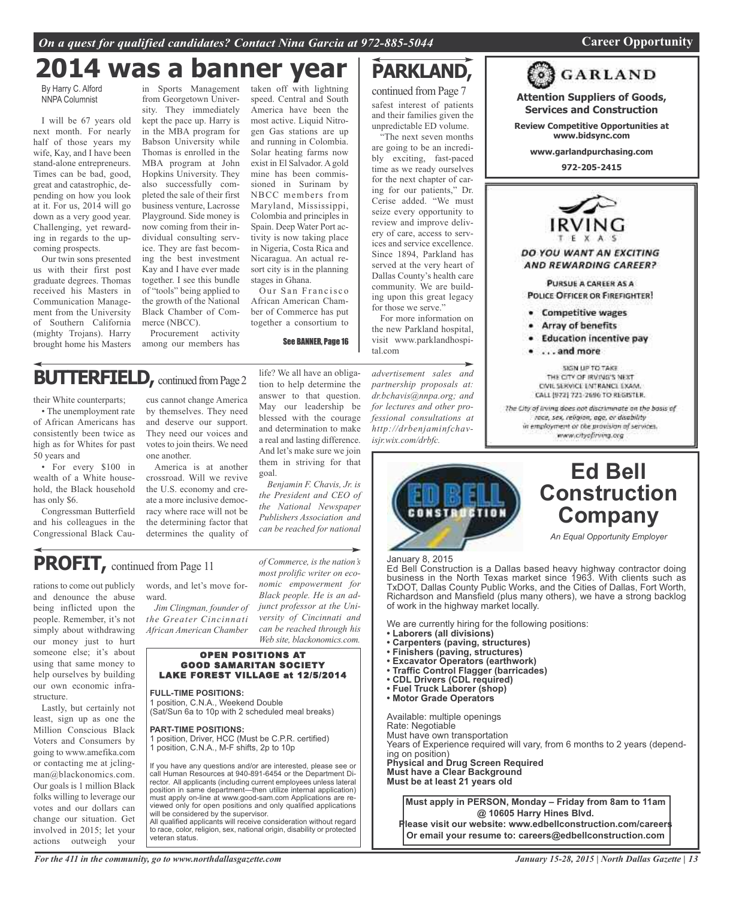# 2014 was a banner year

By Harry C. Alford
NNPA Columnist

I will be 67 years old next month. For nearly half of those years my wife, Kay, and I have been stand-alone entrepreneurs. Times can be bad, good, great and catastrophic, depending on how you look at it. For us, 2014 will go down as a very good year. Challenging, yet rewarding in regards to the upcoming prospects.

Our twin sons presented us with their first post graduate degrees. Thomas received his Masters in Communication Management from the University of Southern California (mighty Trojans). Harry brought home his Masters in Sports Management from Georgetown University. They immediately kept the pace up. Harry is in the MBA program for Babson University while Thomas is enrolled in the MBA program at John Hopkins University. They also successfully completed the sale of their first business venture, Lacrosse Playground. Side money is now coming from their individual consulting service. They are fast becoming the best investment Kay and I have ever made together. I see this bundle of "tools" being applied to the growth of the National Black Chamber of Commerce (NBCC).

Procurement activity among our members has taken off with lightning speed. Central and South America have been the most active. Liquid Nitrogen Gas stations are up and running in Colombia. Solar heating farms now exist in El Salvador. A gold mine has been commissioned in Surinam by NBCC members from Maryland, Mississippi, Colombia and principles in Spain. Deep Water Port activity is now taking place in Nigeria, Costa Rica and Nicaragua. An actual resort city is in the planning stages in Ghana.

Our San Francisco African American Chamber of Commerce has put together a consortium to

See BANNER, Page 16

# PARKLAND,

continued from Page 7

safest interest of patients and their families given the unpredictable ED volume.

"The next seven months are going to be an incredibly exciting, fast-paced time as we ready ourselves for the next chapter of caring for our patients," Dr. Cerise added. "We must seize every opportunity to review and improve delivery of care, access to services and service excellence. Since 1894, Parkland has served at the very heart of Dallas County's health care community. We are building upon this great legacy for those we serve."

For more information on the new Parkland hospital, visit www.parklandhospital.com

# BUTTERFIELD, continued from Page 2

their White counterparts;

• The unemployment rate of African Americans has consistently been twice as high as for Whites for past 50 years and

• For every $100 in wealth of a White household, the Black household has only $6.

Congressman Butterfield and his colleagues in the Congressional Black Caucus cannot change America by themselves. They need and deserve our support. They need our voices and votes to join theirs. We need one another.

America is at another crossroad. Will we revive the U.S. economy and create a more inclusive democracy where race will not be the determining factor that determines the quality of life? We all have an obligation to help determine the answer to that question. May our leadership be blessed with the courage and determination to make a real and lasting difference. And let's make sure we join them in striving for that goal.

*Benjamin F. Chavis, Jr. is the President and CEO of the National Newspaper Publishers Association and can be reached for national advertisement sales and partnership proposals at: dr.bchavis@nnpa.org; and for lectures and other professional consultations at http://drbenjaminfchavisjr.wix.com/drbfc.*

# PROFIT, continued from Page 11

rations to come out publicly and denounce the abuse being inflicted upon the people. Remember, it's not simply about withdrawing our money just to hurt someone else; it's about using that same money to help ourselves by building our own economic infrastructure.

Lastly, but certainly not least, sign up as one the Million Conscious Black Voters and Consumers by going to www.amefika.com or contacting me at jclingman@blackonomics.com. Our goals is 1 million Black folks willing to leverage our votes and our dollars can change our situation. Get involved in 2015; let your actions outweigh your words, and let's move forward.

*Jim Clingman, founder of the Greater Cincinnati African American Chamber of Commerce, is the nation's most prolific writer on economic empowerment for Black people. He is an adjunct professor at the University of Cincinnati and can be reached through his Web site, blackonomics.com.*

## OPEN POSITIONS AT GOOD SAMARITAN SOCIETY LAKE FOREST VILLAGE at 12/5/2014

**FULL-TIME POSITIONS:**
1 position, C.N.A., Weekend Double
(Sat/Sun 6a to 10p with 2 scheduled meal breaks)

**PART-TIME POSITIONS:**
1 position, Driver, HCC (Must be C.P.R. certified)
1 position, C.N.A., M-F shifts, 2p to 10p

If you have any questions and/or are interested, please see or call Human Resources at 940-891-6454 or the Department Director. All applicants (including current employees unless lateral position in same department—then utilize internal application) must apply on-line at www.good-sam.com Applications are reviewed only for open positions and only qualified applications will be considered by the supervisor.
All qualified applicants will receive consideration without regard to race, color, religion, sex, national origin, disability or protected veteran status.

## GARLAND

**Attention Suppliers of Goods, Services and Construction**

**Review Competitive Opportunities at www.bidsync.com**

**www.garlandpurchasing.com**

**972-205-2415**

## IRVING TEXAS

***DO YOU WANT AN EXCITING AND REWARDING CAREER?***

PURSUE A CAREER AS A POLICE OFFICER OR FIREFIGHTER!

- Competitive wages
- Array of benefits
- Education incentive pay
- . . . and more

SIGN UP TO TAKE THE CITY OF IRVING'S NEXT CIVIL SERVICE ENTRANCE EXAM. CALL (972) 721-2696 TO REGISTER.

*The City of Irving does not discriminate on the basis of race, sex, religion, age, or disability in employment or the provision of services. www.cityofirving.org*

## Ed Bell Construction Company

*An Equal Opportunity Employer*

January 8, 2015
Ed Bell Construction is a Dallas based heavy highway contractor doing business in the North Texas market since 1963. With clients such as TxDOT, Dallas County Public Works, and the Cities of Dallas, Fort Worth, Richardson and Mansfield (plus many others), we have a strong backlog of work in the highway market locally.

We are currently hiring for the following positions:

- **Laborers (all divisions)**
- **Carpenters (paving, structures)**
- **Finishers (paving, structures)**
- **Excavator Operators (earthwork)**
- **Traffic Control Flagger (barricades)**
- **CDL Drivers (CDL required)**
- **Fuel Truck Laborer (shop)**
- **Motor Grade Operators**

Available: multiple openings
Rate: Negotiable
Must have own transportation
Years of Experience required will vary, from 6 months to 2 years (depending on position)
**Physical and Drug Screen Required**
**Must have a Clear Background**
**Must be at least 21 years old**

**Must apply in PERSON, Monday – Friday from 8am to 11am @ 10605 Harry Hines Blvd.**
**Please visit our website: www.edbellconstruction.com/careers**
**Or email your resume to: careers@edbellconstruction.com**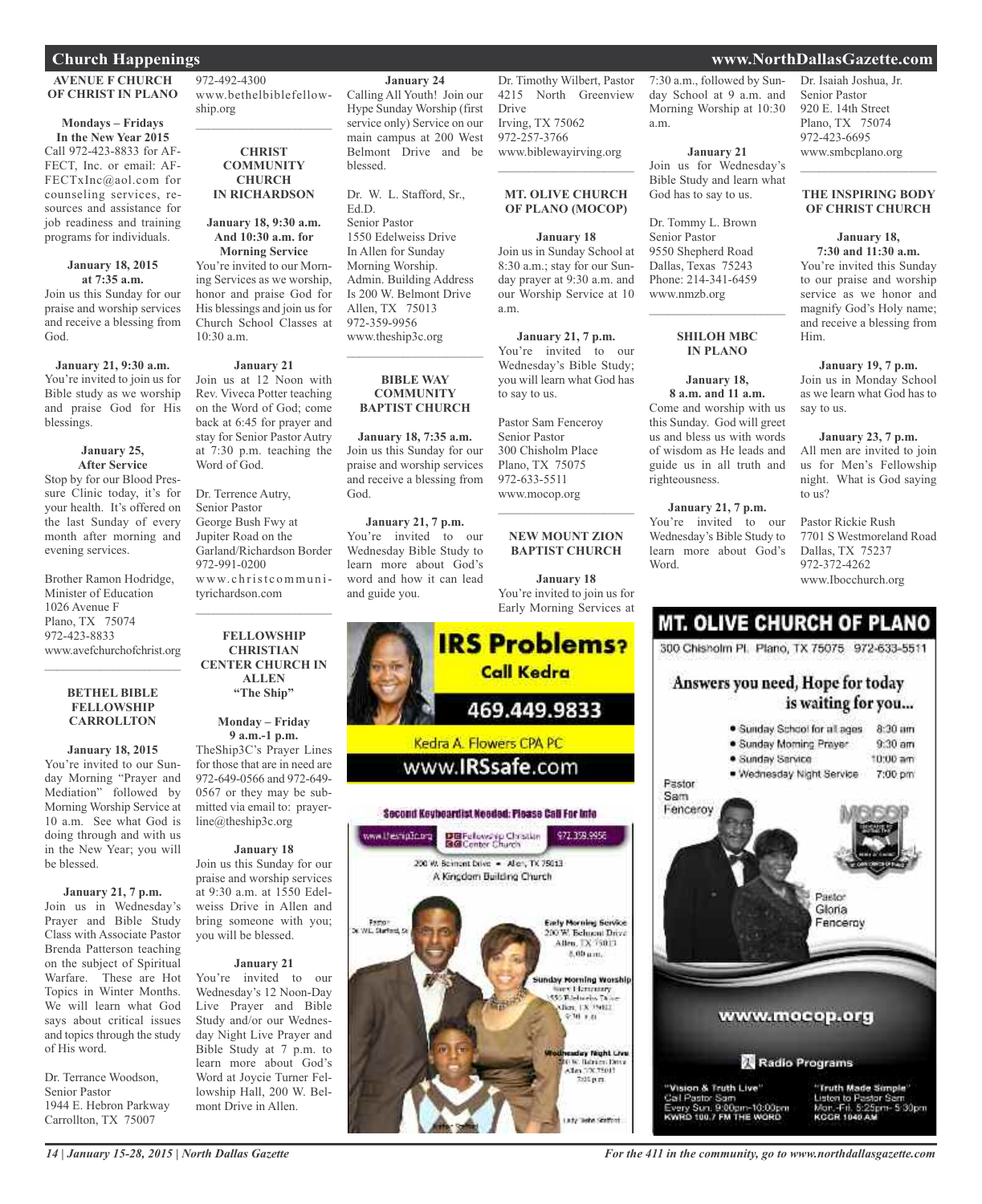## Church Happenings

### AVENUE F CHURCH OF CHRIST IN PLANO

**Mondays – Fridays In the New Year 2015**
Call 972-423-8833 for AF-FECT, Inc. or email: AFFECTxInc@aol.com for counseling services, resources and assistance for job readiness and training programs for individuals.

**January 18, 2015 at 7:35 a.m.**
Join us this Sunday for our praise and worship services and receive a blessing from God.

**January 21, 9:30 a.m.**
You're invited to join us for Bible study as we worship and praise God for His blessings.

**January 25, After Service**
Stop by for our Blood Pressure Clinic today, it's for your health. It's offered on the last Sunday of every month after morning and evening services.

Brother Ramon Hodridge, Minister of Education
1026 Avenue F
Plano, TX 75074
972-423-8833
www.avefchurchofchrist.org

### BETHEL BIBLE FELLOWSHIP CARROLLTON

**January 18, 2015**
You're invited to our Sunday Morning "Prayer and Mediation" followed by Morning Worship Service at 10 a.m. See what God is doing through and with us in the New Year; you will be blessed.

**January 21, 7 p.m.**
Join us in Wednesday's Prayer and Bible Study Class with Associate Pastor Brenda Patterson teaching on the subject of Spiritual Warfare. These are Hot Topics in Winter Months. We will learn what God says about critical issues and topics through the study of His word.

Dr. Terrance Woodson, Senior Pastor
1944 E. Hebron Parkway
Carrollton, TX 75007
972-492-4300
www.bethelbiblefellowship.org

### CHRIST COMMUNITY CHURCH IN RICHARDSON

**January 18, 9:30 a.m. And 10:30 a.m. for Morning Service**
You're invited to our Morning Services as we worship, honor and praise God for His blessings and join us for Church School Classes at 10:30 a.m.

**January 21**
Join us at 12 Noon with Rev. Viveca Potter teaching on the Word of God; come back at 6:45 for prayer and stay for Senior Pastor Autry at 7:30 p.m. teaching the Word of God.

Dr. Terrence Autry, Senior Pastor
George Bush Fwy at Jupiter Road on the Garland/Richardson Border
972-991-0200
www.christcommunityrichardson.com

### FELLOWSHIP CHRISTIAN CENTER CHURCH IN ALLEN "The Ship"

**Monday – Friday 9 a.m.-1 p.m.**
TheShip3C's Prayer Lines for those that are in need are 972-649-0566 and 972-649-0567 or they may be submitted via email to: prayerline@theship3c.org

**January 18**
Join us this Sunday for our praise and worship services at 9:30 a.m. at 1550 Edelweiss Drive in Allen and bring someone with you; you will be blessed.

**January 21**
You're invited to our Wednesday's 12 Noon-Day Live Prayer and Bible Study and/or our Wednesday Night Live Prayer and Bible Study at 7 p.m. to learn more about God's Word at Joycie Turner Fellowship Hall, 200 W. Belmont Drive in Allen.

**January 24**
Calling All Youth! Join our Hype Sunday Worship (first service only) Service on our main campus at 200 West Belmont Drive and be blessed.

Dr. W. L. Stafford, Sr., Ed.D.
Senior Pastor
1550 Edelweiss Drive
In Allen for Sunday Morning Worship.
Admin. Building Address Is 200 W. Belmont Drive
Allen, TX 75013
972-359-9956
www.theship3c.org

### BIBLE WAY COMMUNITY BAPTIST CHURCH

**January 18, 7:35 a.m.**
Join us this Sunday for our praise and worship services and receive a blessing from God.

**January 21, 7 p.m.**
You're invited to our Wednesday Bible Study to learn more about God's word and how it can lead and guide you.

Dr. Timothy Wilbert, Pastor
4215 North Greenview Drive
Irving, TX 75062
972-257-3766
www.biblewayirving.org

### MT. OLIVE CHURCH OF PLANO (MOCOP)

**January 18**
Join us in Sunday School at 8:30 a.m.; stay for our Sunday prayer at 9:30 a.m. and our Worship Service at 10 a.m.

**January 21, 7 p.m.**
You're invited to our Wednesday's Bible Study; you will learn what God has to say to us.

Pastor Sam Fenceroy
Senior Pastor
300 Chisholm Place
Plano, TX 75075
972-633-5511
www.mocop.org

### NEW MOUNT ZION BAPTIST CHURCH

**January 18**
You're invited to join us for Early Morning Services at 7:30 a.m., followed by Sunday School at 9 a.m. and Morning Worship at 10:30 a.m.

**January 21**
Join us for Wednesday's Bible Study and learn what God has to say to us.

Dr. Tommy L. Brown
Senior Pastor
9550 Shepherd Road
Dallas, Texas 75243
Phone: 214-341-6459
www.nmzb.org

### SHILOH MBC IN PLANO

**January 18, 8 a.m. and 11 a.m.**
Come and worship with us this Sunday. God will greet us and bless us with words of wisdom as He leads and guide us in all truth and righteousness.

**January 21, 7 p.m.**
You're invited to our Wednesday's Bible Study to learn more about God's Word.

Dr. Isaiah Joshua, Jr.
Senior Pastor
920 E. 14th Street
Plano, TX 75074
972-423-6695
www.smbcplano.org

### THE INSPIRING BODY OF CHRIST CHURCH

**January 18, 7:30 and 11:30 a.m.**
You're invited this Sunday to our praise and worship service as we honor and magnify God's Holy name; and receive a blessing from Him.

**January 19, 7 p.m.**
Join us in Monday School as we learn what God has to say to us.

**January 23, 7 p.m.**
All men are invited to join us for Men's Fellowship night. What is God saying to us?

Pastor Rickie Rush
7701 S Westmoreland Road
Dallas, TX 75237
972-372-4262
www.Ibocchurch.org

---

**IRS Problems? Call Kedra**
469.449.9833
Kedra A. Flowers CPA PC
www.IRSsafe.com

---

**Second Keyboardist Needed: Please Call For Info**
www.theship3c.org — Fellowship Christian Center Church — 972.359.9956
200 W. Belmont Drive • Allen, TX 75013
A Kingdom Building Church
Pastor Dr. W.L. Stafford, Sr.
Early Morning Service — 200 W. Belmont Drive, Allen, TX 75013, 8:00 a.m.
Sunday Morning Worship — Stacy Elementary, 1550 Edelweiss Drive, Allen, TX 75002, 9:30 a.m.
Wednesday Night Live — 200 W. Belmont Drive, Allen, TX 75013, 7:00 p.m.
Lady Stafford

---

**MT. OLIVE CHURCH OF PLANO**
300 Chisholm Pl. Plano, TX 75075 972-633-5511

Answers you need, Hope for today is waiting for you...

- Sunday School for all ages 8:30 am
- Sunday Morning Prayer 9:30 am
- Sunday Service 10:00 am
- Wednesday Night Service 7:00 pm

Pastor Sam Fenceroy
Pastor Gloria Fenceroy

www.mocop.org

Radio Programs

"Vision & Truth Live" Call Pastor Sam Every Sun. 9:00pm-10:00pm KWRD 100.7 FM THE WORD

"Truth Made Simple" Listen to Pastor Sam Mon.-Fri. 5:25pm- 5:30pm KGGR 1040 AM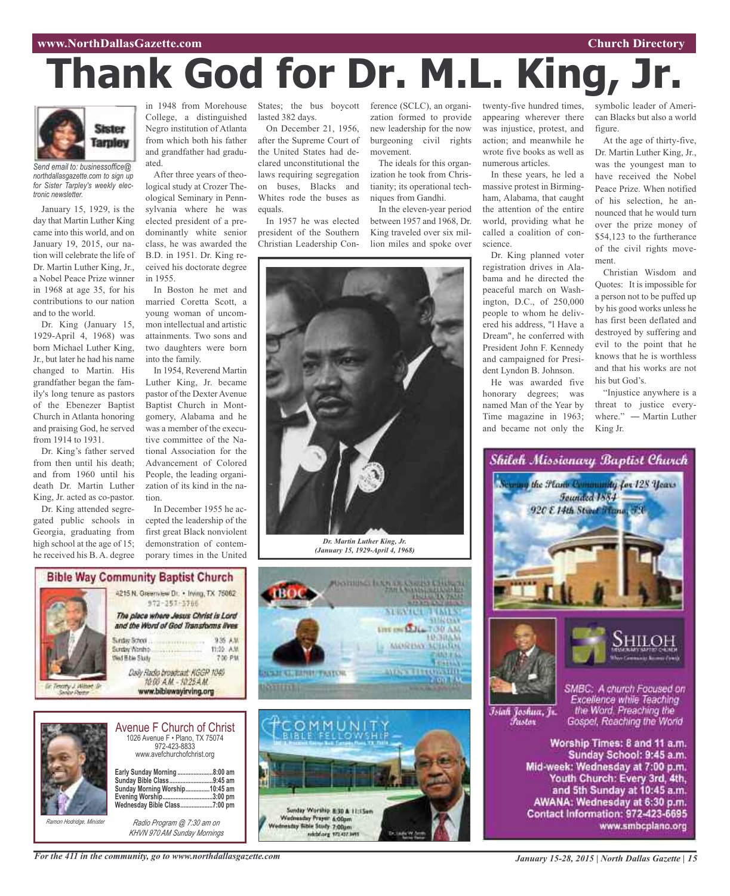# Thank God for Dr. M.L. King, Jr.

Sister Tarpley

*Send email to: businessoffice@northdallasgazette.com to sign up for Sister Tarpley's weekly electronic newsletter.*

January 15, 1929, is the day that Martin Luther King came into this world, and on January 19, 2015, our nation will celebrate the life of Dr. Martin Luther King, Jr., a Nobel Peace Prize winner in 1968 at age 35, for his contributions to our nation and to the world.

Dr. King (January 15, 1929-April 4, 1968) was born Michael Luther King, Jr., but later he had his name changed to Martin. His grandfather began the family's long tenure as pastors of the Ebenezer Baptist Church in Atlanta honoring and praising God, he served from 1914 to 1931.

Dr. King's father served from then until his death; and from 1960 until his death Dr. Martin Luther King, Jr. acted as co-pastor.

Dr. King attended segregated public schools in Georgia, graduating from high school at the age of 15; he received his B. A. degree in 1948 from Morehouse College, a distinguished Negro institution of Atlanta from which both his father and grandfather had graduated.

After three years of theological study at Crozer Theological Seminary in Pennsylvania where he was elected president of a predominantly white senior class, he was awarded the B.D. in 1951. Dr. King received his doctorate degree in 1955.

In Boston he met and married Coretta Scott, a young woman of uncommon intellectual and artistic attainments. Two sons and two daughters were born into the family.

In 1954, Reverend Martin Luther King, Jr. became pastor of the Dexter Avenue Baptist Church in Montgomery, Alabama and he was a member of the executive committee of the National Association for the Advancement of Colored People, the leading organization of its kind in the nation.

In December 1955 he accepted the leadership of the first great Black nonviolent demonstration of contemporary times in the United States; the bus boycott lasted 382 days.

On December 21, 1956, after the Supreme Court of the United States had declared unconstitutional the laws requiring segregation on buses, Blacks and Whites rode the buses as equals.

In 1957 he was elected president of the Southern Christian Leadership Conference (SCLC), an organization formed to provide new leadership for the now burgeoning civil rights movement.

The ideals for this organization he took from Christianity; its operational techniques from Gandhi.

In the eleven-year period between 1957 and 1968, Dr. King traveled over six million miles and spoke over twenty-five hundred times, appearing wherever there was injustice, protest, and action; and meanwhile he wrote five books as well as numerous articles.

In these years, he led a massive protest in Birmingham, Alabama, that caught the attention of the entire world, providing what he called a coalition of conscience.

Dr. King planned voter registration drives in Alabama and he directed the peaceful march on Washington, D.C., of 250,000 people to whom he delivered his address, "I Have a Dream", he conferred with President John F. Kennedy and campaigned for President Lyndon B. Johnson.

He was awarded five honorary degrees; was named Man of the Year by Time magazine in 1963; and became not only the symbolic leader of American Blacks but also a world figure.

At the age of thirty-five, Dr. Martin Luther King, Jr., was the youngest man to have received the Nobel Peace Prize. When notified of his selection, he announced that he would turn over the prize money of $54,123 to the furtherance of the civil rights movement.

Christian Wisdom and Quotes: It is impossible for a person not to be puffed up by his good works unless he has first been deflated and destroyed by suffering and evil to the point that he knows that he is worthless and that his works are not his but God's.

"Injustice anywhere is a threat to justice everywhere." — Martin Luther King Jr.

*Dr. Martin Luther King, Jr. (January 15, 1929-April 4, 1968)*

---

## Bible Way Community Baptist Church

4215 N. Greenview Dr. • Irving, TX 75062
972-257-3766

*The place where Jesus Christ is Lord and the Word of God Transforms lives*

Sunday School ........ 9:35 A.M.
Sunday Worship ........ 11:00 A.M.
Wed Bible Study ........ 7:00 P.M.

*Daily Radio broadcast: KGGR 1040 10:00 A.M. - 10:25 A.M.*
www.biblewayirving.org

Dr. Timothy J. Wilbert, Sr. Senior Pastor

---

## Avenue F Church of Christ

1026 Avenue F • Plano, TX 75074
972-423-8833
www.avefchurchofchrist.org

**Early Sunday Morning ....................8:00 am**
**Sunday Bible Class..........................9:45 am**
**Sunday Morning Worship...............10:45 am**
**Evening Worship..............................3:00 pm**
**Wednesday Bible Class...................7:00 pm**

*Radio Program @ 7:30 am on KHVN 970 AM Sunday Mornings*

Ramon Hodridge, Minister

---

## Community Bible Fellowship

Sunday Worship 8:30 & 11:15am
Wednesday Prayer 6:00pm
Wednesday Bible Study 7:00pm

---

## Shiloh Missionary Baptist Church

*Serving the Plano Community for 128 Years*
*Founded 1884*
*920 E 14th Street Plano, TX*

SHILOH

*SMBC: A church Focused on Excellence while Teaching the Word, Preaching the Gospel, Reaching the World*

Isiah Joshua, Jr. Pastor

**Worship Times: 8 and 11 a.m.**
**Sunday School: 9:45 a.m.**
**Mid-week: Wednesday at 7:00 p.m.**
**Youth Church: Every 3rd, 4th, and 5th Sunday at 10:45 a.m.**
**AWANA: Wednesday at 6:30 p.m.**
**Contact Information: 972-423-6695**
**www.smbcplano.org**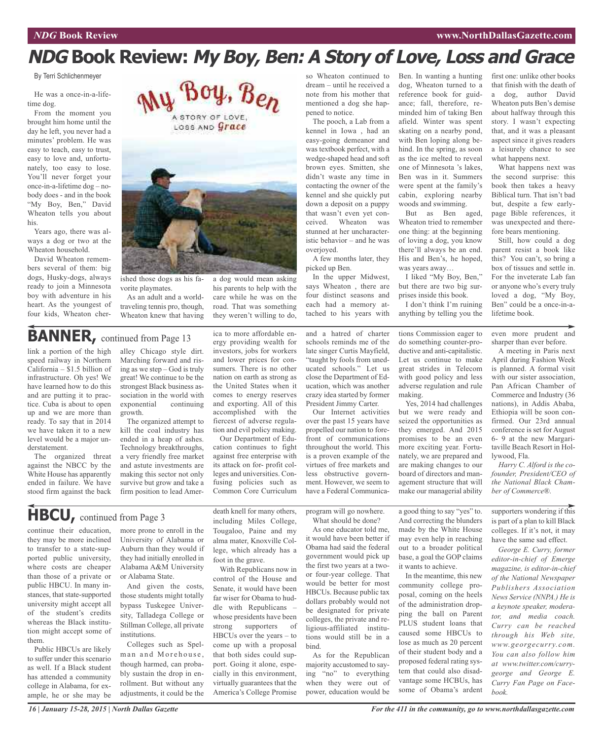# NDG Book Review: *My Boy, Ben: A Story of Love, Loss and Grace*

By Terri Schlichenmeyer

He was a once-in-a-lifetime dog.

From the moment you brought him home until the day he left, you never had a minutes' problem. He was easy to teach, easy to trust, easy to love and, unfortunately, too easy to lose. You'll never forget your once-in-a-lifetime dog – nobody does - and in the book "My Boy, Ben," David Wheaton tells you about his.

Years ago, there was always a dog or two at the Wheaton household.

David Wheaton remembers several of them: big dogs, Husky-dogs, always ready to join a Minnesota boy with adventure in his heart. As the youngest of four kids, Wheaton cherished those dogs as his favorite playmates.

As an adult and a world-traveling tennis pro, though, Wheaton knew that having a dog would mean asking his parents to help with the care while he was on the road. That was something they weren't willing to do, so Wheaton continued to dream – until he received a note from his mother that mentioned a dog she happened to notice.

The pooch, a Lab from a kennel in Iowa , had an easy-going demeanor and was textbook perfect, with a wedge-shaped head and soft brown eyes. Smitten, she didn't waste any time in contacting the owner of the kennel and she quickly put down a deposit on a puppy that wasn't even yet conceived. Wheaton was stunned at her uncharacteristic behavior – and he was overjoyed.

A few months later, they picked up Ben.

In the upper Midwest, says Wheaton , there are four distinct seasons and each had a memory attached to his years with Ben. In wanting a hunting dog, Wheaton turned to a reference book for guidance; fall, therefore, reminded him of taking Ben afield. Winter was spent skating on a nearby pond, with Ben loping along behind. In the spring, as soon as the ice melted to reveal one of Minnesota 's lakes, Ben was in it. Summers were spent at the family's cabin, exploring nearby woods and swimming.

But as Ben aged, Wheaton tried to remember one thing: at the beginning of loving a dog, you know there'll always be an end. His and Ben's, he hoped, was years away…

I liked "My Boy, Ben," but there are two big surprises inside this book.

I don't think I'm ruining anything by telling you the first one: unlike other books that finish with the death of a dog, author David Wheaton puts Ben's demise about halfway through this story. I wasn't expecting that, and it was a pleasant aspect since it gives readers a leisurely chance to see what happens next.

What happens next was the second surprise: this book then takes a heavy Biblical turn. That isn't bad but, despite a few early-page Bible references, it was unexpected and therefore bears mentioning.

Still, how could a dog parent resist a book like this? You can't, so bring a box of tissues and settle in. For the inveterate Lab fan or anyone who's every truly loved a dog, "My Boy, Ben" could be a once-in-a-lifetime book.

## BANNER, continued from Page 13

link a portion of the high speed railway in Northern California – $1.5 billion of infrastructure. Oh yes! We have learned how to do this and are putting it to practice. Cuba is about to open up and we are more than ready. To say that in 2014 we have taken it to a new level would be a major understatement.

The organized threat against the NBCC by the White House has apparently ended in failure. We have stood firm against the back alley Chicago style dirt. Marching forward and rising as we step – God is truly great! We continue to be the strongest Black business association in the world with exponential continuing growth.

The organized attempt to kill the coal industry has ended in a heap of ashes. Technology breakthroughs, a very friendly free market and astute investments are making this sector not only survive but grow and take a firm position to lead America to more affordable energy providing wealth for investors, jobs for workers and lower prices for consumers. There is no other nation on earth as strong as the United States when it comes to energy reserves and exporting. All of this accomplished with the fiercest of adverse regulation and evil policy making.

Our Department of Education continues to fight against free enterprise with its attack on for- profit colleges and universities. Confusing policies such as Common Core Curriculum and a hatred of charter schools reminds me of the late singer Curtis Mayfield, "taught by fools from uneducated schools." Let us close the Department of Education, which was another crazy idea started by former President Jimmy Carter.

Our Internet activities over the past 15 years have propelled our nation to forefront of communications throughout the world. This is a proven example of the virtues of free markets and less obstructive government. However, we seem to have a Federal Communications Commission eager to do something counter-productive and anti-capitalistic. Let us continue to make great strides in Telecom with good policy and less adverse regulation and rule making.

Yes, 2014 had challenges but we were ready and seized the opportunities as they emerged. And 2015 promises to be an even more exciting year. Fortunately, we are prepared and are making changes to our board of directors and management structure that will make our managerial ability even more prudent and sharper than ever before.

A meeting in Paris next April during Fashion Week is planned. A formal visit with our sister association, Pan African Chamber of Commerce and Industry (36 nations), in Addis Ababa, Ethiopia will be soon confirmed. Our 23rd annual conference is set for August 6- 9 at the new Margaritaville Beach Resort in Hollywood, Fla.

*Harry C. Alford is the co-founder, President/CEO of the National Black Chamber of Commerce®.*

## HBCU, continued from Page 3

continue their education, they may be more inclined to transfer to a state-supported public university, where costs are cheaper than those of a private or public HBCU. In many instances, that state-supported university might accept all of the student's credits whereas the Black institution might accept some of them.

Public HBCUs are likely to suffer under this scenario as well. If a Black student has attended a community college in Alabama, for example, he or she may be more prone to enroll in the University of Alabama or Auburn than they would if they had initially enrolled in Alabama A&M University or Alabama State.

And given the costs, those students might totally bypass Tuskegee University, Talladega College or Stillman College, all private institutions.

Colleges such as Spelman and Morehouse, though harmed, can probably sustain the drop in enrollment. But without any adjustments, it could be the death knell for many others, including Miles College, Tougaloo, Paine and my alma mater, Knoxville College, which already has a foot in the grave.

With Republicans now in control of the House and Senate, it would have been far wiser for Obama to huddle with Republicans – whose presidents have been strong supporters of HBCUs over the years – to come up with a proposal that both sides could support. Going it alone, especially in this environment, virtually guarantees that the America's College Promise program will go nowhere.

What should be done?

As one educator told me, it would have been better if Obama had said the federal government would pick up the first two years at a two- or four-year college. That would be better for most HBCUs. Because public tax dollars probably would not be designated for private colleges, the private and religious-affiliated institutions would still be in a bind.

As for the Republican majority accustomed to saying "no" to everything when they were out of power, education would be a good thing to say "yes" to. And correcting the blunders made by the White House may even help in reaching out to a broader political base, a goal the GOP claims it wants to achieve.

In the meantime, this new community college proposal, coming on the heels of the administration dropping the ball on Parent PLUS student loans that caused some HBCUs to lose as much as 20 percent of their student body and a proposed federal rating system that could also disadvantage some HCBUs, has some of Obama's ardent supporters wondering if this is part of a plan to kill Black colleges. If it's not, it may have the same sad effect.

*George E. Curry, former editor-in-chief of Emerge magazine, is editor-in-chief of the National Newspaper Publishers Association News Service (NNPA.) He is a keynote speaker, moderator, and media coach. Curry can be reached through his Web site, www.georgecurry.com. You can also follow him at www.twitter.com/currygeorge and George E. Curry Fan Page on Facebook.*